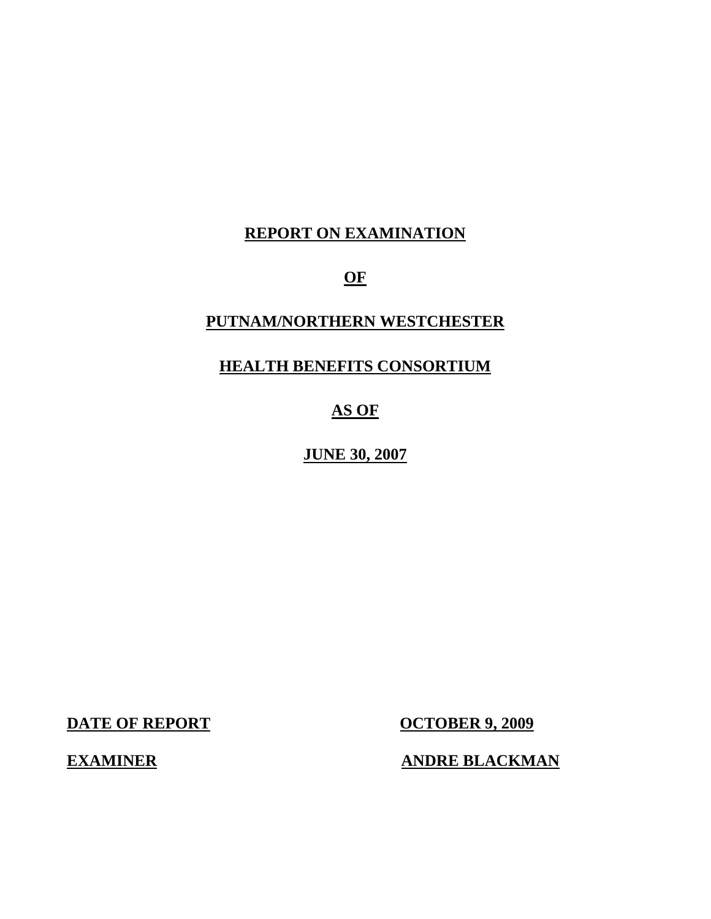# REPORT ON EXAMINATION

# OF

# PUTNAM/NORTHERN WESTCHESTER

# HEALTH BENEFITS CONSORTIUM

# AS OF

# JUNE 30, 2007

| | |
|---|---|
| **DATE OF REPORT** | **OCTOBER 9, 2009** |
| **EXAMINER** | **ANDRE BLACKMAN** |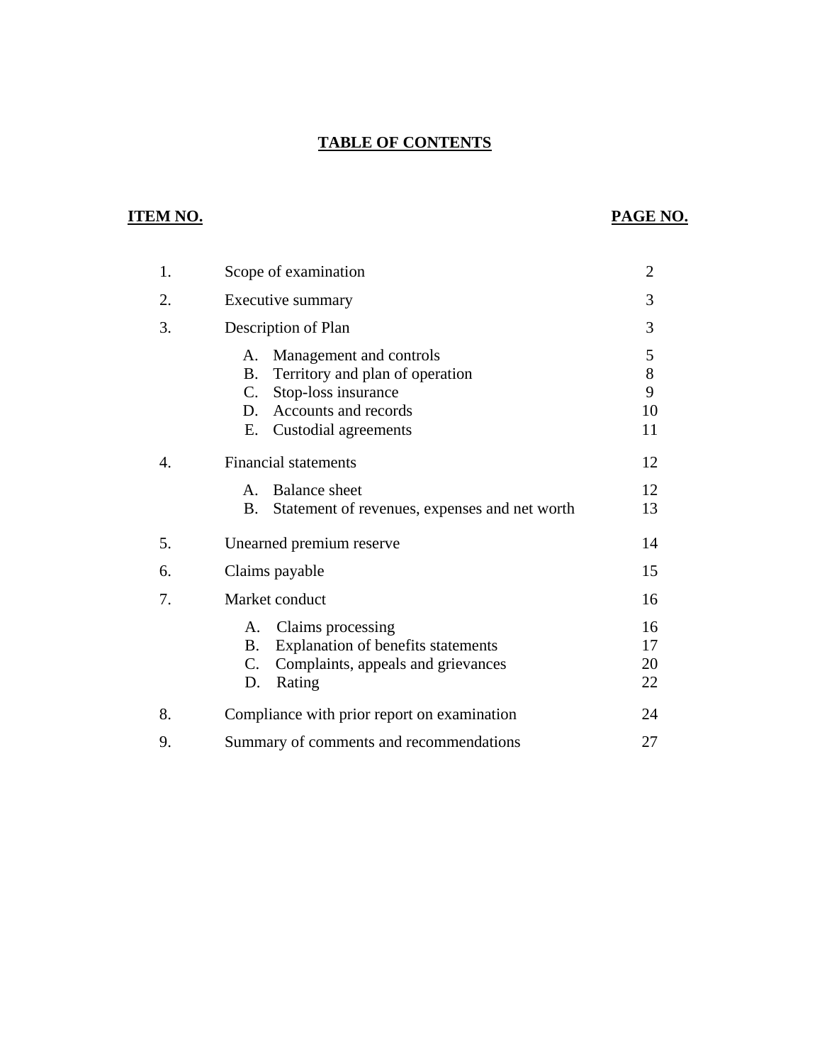# TABLE OF CONTENTS

| ITEM NO. | | PAGE NO. |
|---|---|---|
| 1. | Scope of examination | 2 |
| 2. | Executive summary | 3 |
| 3. | Description of Plan | 3 |
| | A. Management and controls | 5 |
| | B. Territory and plan of operation | 8 |
| | C. Stop-loss insurance | 9 |
| | D. Accounts and records | 10 |
| | E. Custodial agreements | 11 |
| 4. | Financial statements | 12 |
| | A. Balance sheet | 12 |
| | B. Statement of revenues, expenses and net worth | 13 |
| 5. | Unearned premium reserve | 14 |
| 6. | Claims payable | 15 |
| 7. | Market conduct | 16 |
| | A. Claims processing | 16 |
| | B. Explanation of benefits statements | 17 |
| | C. Complaints, appeals and grievances | 20 |
| | D. Rating | 22 |
| 8. | Compliance with prior report on examination | 24 |
| 9. | Summary of comments and recommendations | 27 |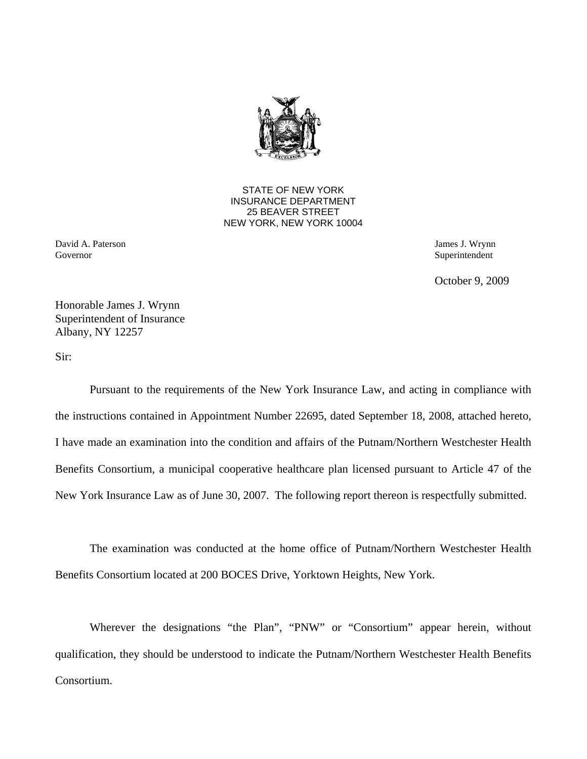STATE OF NEW YORK
INSURANCE DEPARTMENT
25 BEAVER STREET
NEW YORK, NEW YORK 10004

David A. Paterson
Governor

James J. Wrynn
Superintendent

October 9, 2009

Honorable James J. Wrynn
Superintendent of Insurance
Albany, NY 12257

Sir:

Pursuant to the requirements of the New York Insurance Law, and acting in compliance with the instructions contained in Appointment Number 22695, dated September 18, 2008, attached hereto, I have made an examination into the condition and affairs of the Putnam/Northern Westchester Health Benefits Consortium, a municipal cooperative healthcare plan licensed pursuant to Article 47 of the New York Insurance Law as of June 30, 2007. The following report thereon is respectfully submitted.

The examination was conducted at the home office of Putnam/Northern Westchester Health Benefits Consortium located at 200 BOCES Drive, Yorktown Heights, New York.

Wherever the designations "the Plan", "PNW" or "Consortium" appear herein, without qualification, they should be understood to indicate the Putnam/Northern Westchester Health Benefits Consortium.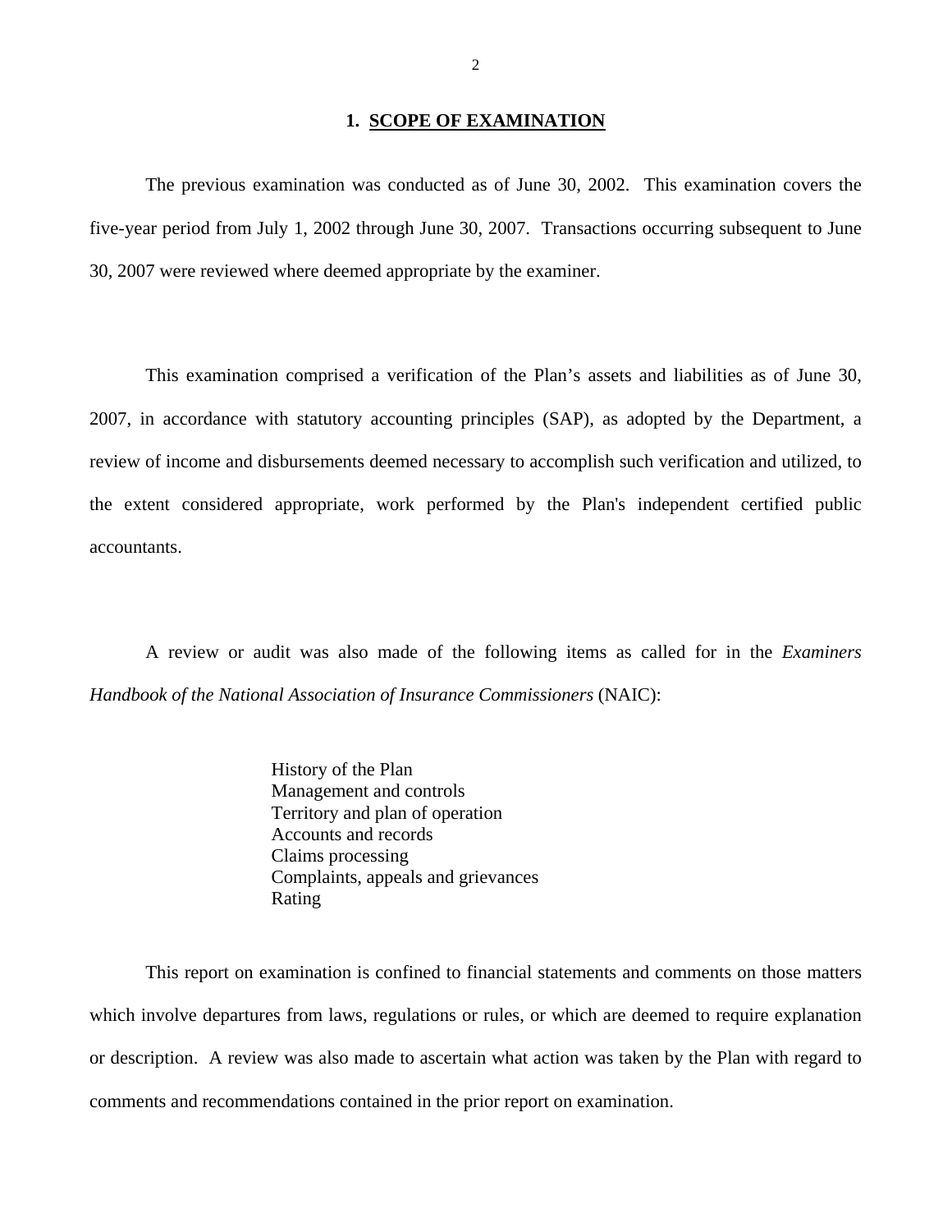## 1. SCOPE OF EXAMINATION

The previous examination was conducted as of June 30, 2002. This examination covers the five-year period from July 1, 2002 through June 30, 2007. Transactions occurring subsequent to June 30, 2007 were reviewed where deemed appropriate by the examiner.

This examination comprised a verification of the Plan's assets and liabilities as of June 30, 2007, in accordance with statutory accounting principles (SAP), as adopted by the Department, a review of income and disbursements deemed necessary to accomplish such verification and utilized, to the extent considered appropriate, work performed by the Plan's independent certified public accountants.

A review or audit was also made of the following items as called for in the *Examiners Handbook of the National Association of Insurance Commissioners* (NAIC):

- History of the Plan
- Management and controls
- Territory and plan of operation
- Accounts and records
- Claims processing
- Complaints, appeals and grievances
- Rating

This report on examination is confined to financial statements and comments on those matters which involve departures from laws, regulations or rules, or which are deemed to require explanation or description. A review was also made to ascertain what action was taken by the Plan with regard to comments and recommendations contained in the prior report on examination.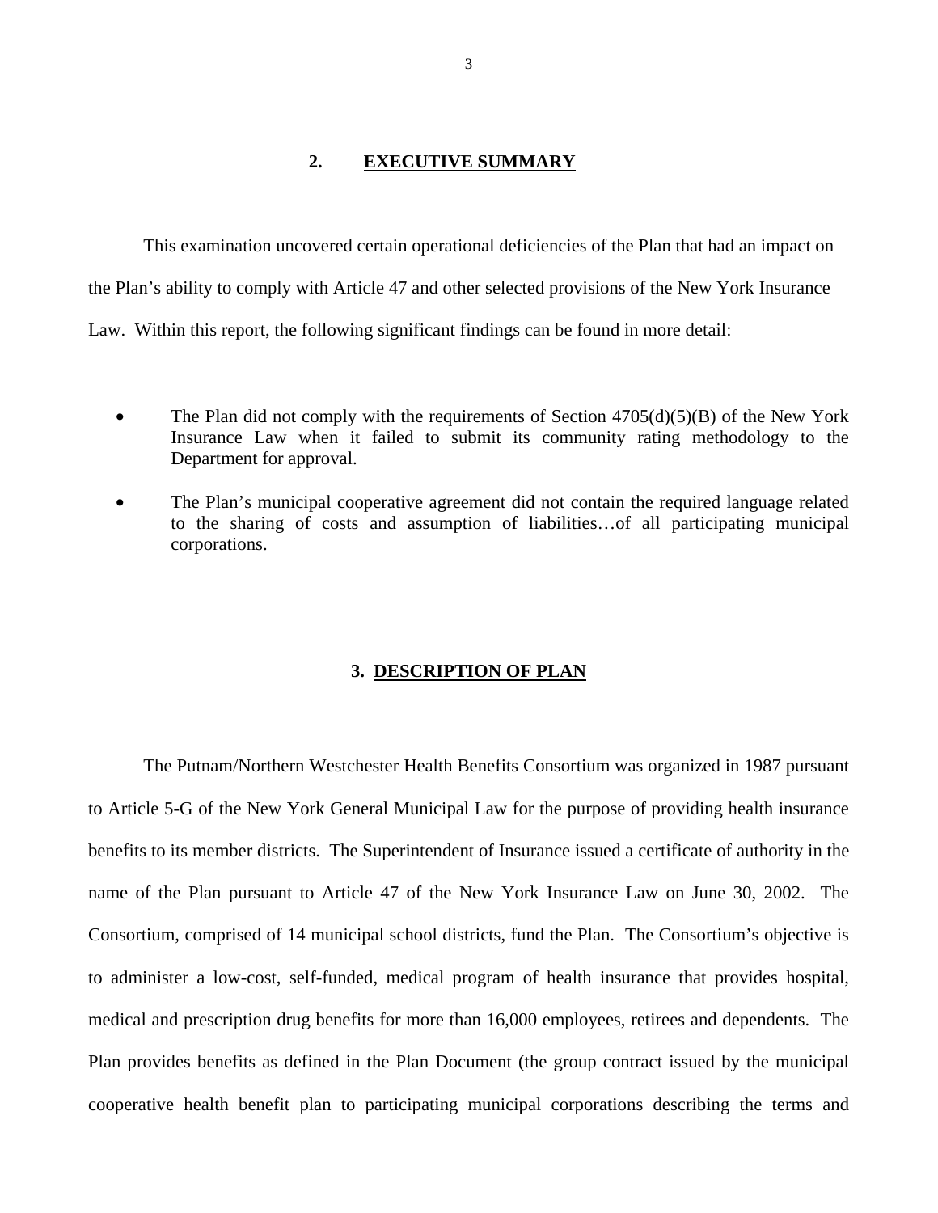## 2. EXECUTIVE SUMMARY

This examination uncovered certain operational deficiencies of the Plan that had an impact on the Plan's ability to comply with Article 47 and other selected provisions of the New York Insurance Law. Within this report, the following significant findings can be found in more detail:

- The Plan did not comply with the requirements of Section 4705(d)(5)(B) of the New York Insurance Law when it failed to submit its community rating methodology to the Department for approval.
- The Plan's municipal cooperative agreement did not contain the required language related to the sharing of costs and assumption of liabilities…of all participating municipal corporations.

## 3. DESCRIPTION OF PLAN

The Putnam/Northern Westchester Health Benefits Consortium was organized in 1987 pursuant to Article 5-G of the New York General Municipal Law for the purpose of providing health insurance benefits to its member districts. The Superintendent of Insurance issued a certificate of authority in the name of the Plan pursuant to Article 47 of the New York Insurance Law on June 30, 2002. The Consortium, comprised of 14 municipal school districts, fund the Plan. The Consortium's objective is to administer a low-cost, self-funded, medical program of health insurance that provides hospital, medical and prescription drug benefits for more than 16,000 employees, retirees and dependents. The Plan provides benefits as defined in the Plan Document (the group contract issued by the municipal cooperative health benefit plan to participating municipal corporations describing the terms and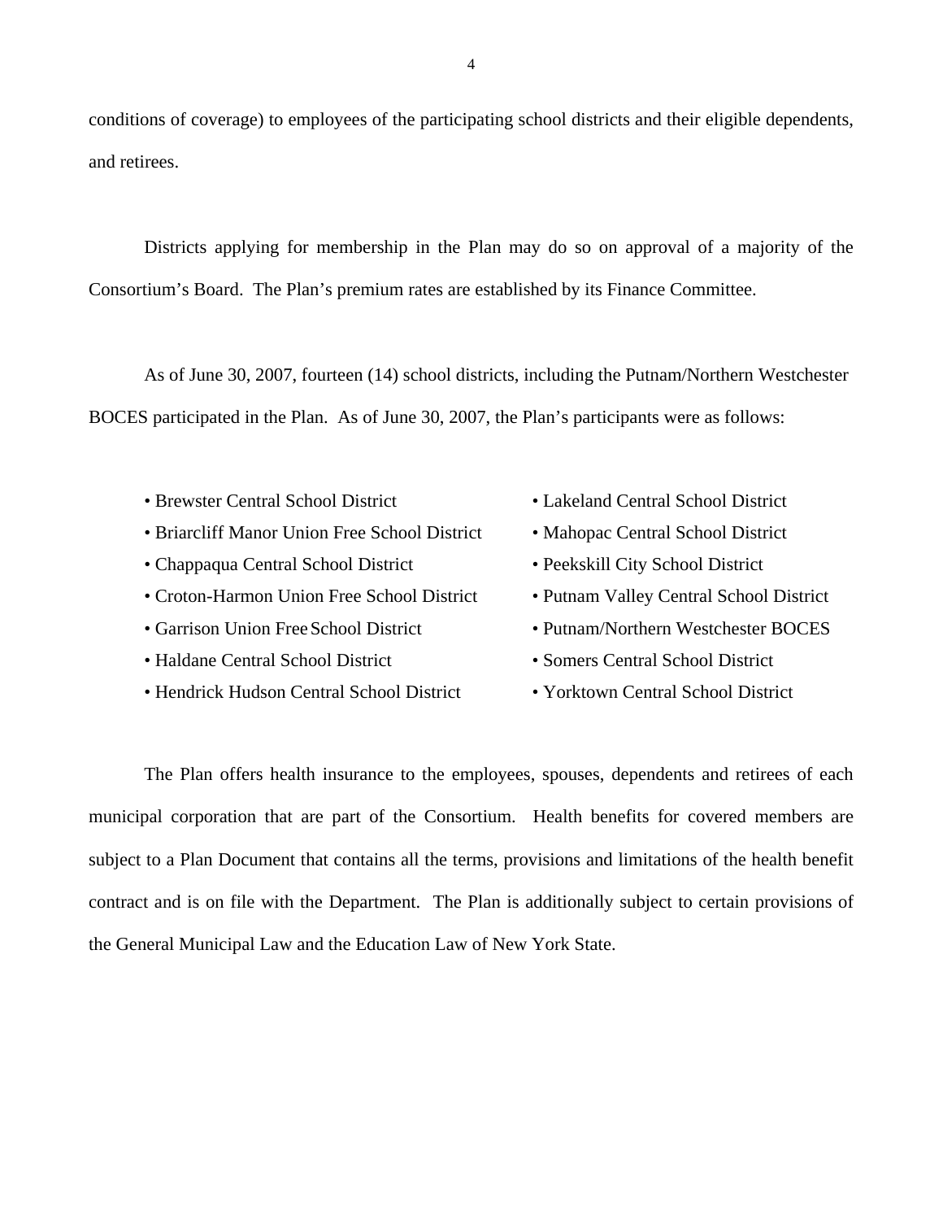conditions of coverage) to employees of the participating school districts and their eligible dependents, and retirees.

Districts applying for membership in the Plan may do so on approval of a majority of the Consortium's Board. The Plan's premium rates are established by its Finance Committee.

As of June 30, 2007, fourteen (14) school districts, including the Putnam/Northern Westchester BOCES participated in the Plan. As of June 30, 2007, the Plan's participants were as follows:

- Brewster Central School District
- Briarcliff Manor Union Free School District
- Chappaqua Central School District
- Croton-Harmon Union Free School District
- Garrison Union Free School District
- Haldane Central School District
- Hendrick Hudson Central School District
- Lakeland Central School District
- Mahopac Central School District
- Peekskill City School District
- Putnam Valley Central School District
- Putnam/Northern Westchester BOCES
- Somers Central School District
- Yorktown Central School District

The Plan offers health insurance to the employees, spouses, dependents and retirees of each municipal corporation that are part of the Consortium. Health benefits for covered members are subject to a Plan Document that contains all the terms, provisions and limitations of the health benefit contract and is on file with the Department. The Plan is additionally subject to certain provisions of the General Municipal Law and the Education Law of New York State.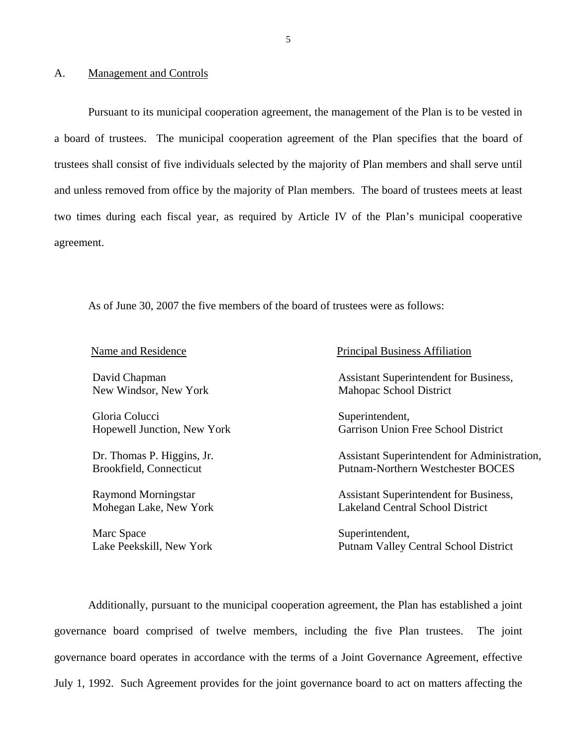## A. Management and Controls

Pursuant to its municipal cooperation agreement, the management of the Plan is to be vested in a board of trustees. The municipal cooperation agreement of the Plan specifies that the board of trustees shall consist of five individuals selected by the majority of Plan members and shall serve until and unless removed from office by the majority of Plan members. The board of trustees meets at least two times during each fiscal year, as required by Article IV of the Plan's municipal cooperative agreement.

As of June 30, 2007 the five members of the board of trustees were as follows:

| Name and Residence | Principal Business Affiliation |
|---|---|
| David Chapman<br>New Windsor, New York | Assistant Superintendent for Business,<br>Mahopac School District |
| Gloria Colucci<br>Hopewell Junction, New York | Superintendent,<br>Garrison Union Free School District |
| Dr. Thomas P. Higgins, Jr.<br>Brookfield, Connecticut | Assistant Superintendent for Administration,<br>Putnam-Northern Westchester BOCES |
| Raymond Morningstar<br>Mohegan Lake, New York | Assistant Superintendent for Business,<br>Lakeland Central School District |
| Marc Space<br>Lake Peekskill, New York | Superintendent,<br>Putnam Valley Central School District |

Additionally, pursuant to the municipal cooperation agreement, the Plan has established a joint governance board comprised of twelve members, including the five Plan trustees. The joint governance board operates in accordance with the terms of a Joint Governance Agreement, effective July 1, 1992. Such Agreement provides for the joint governance board to act on matters affecting the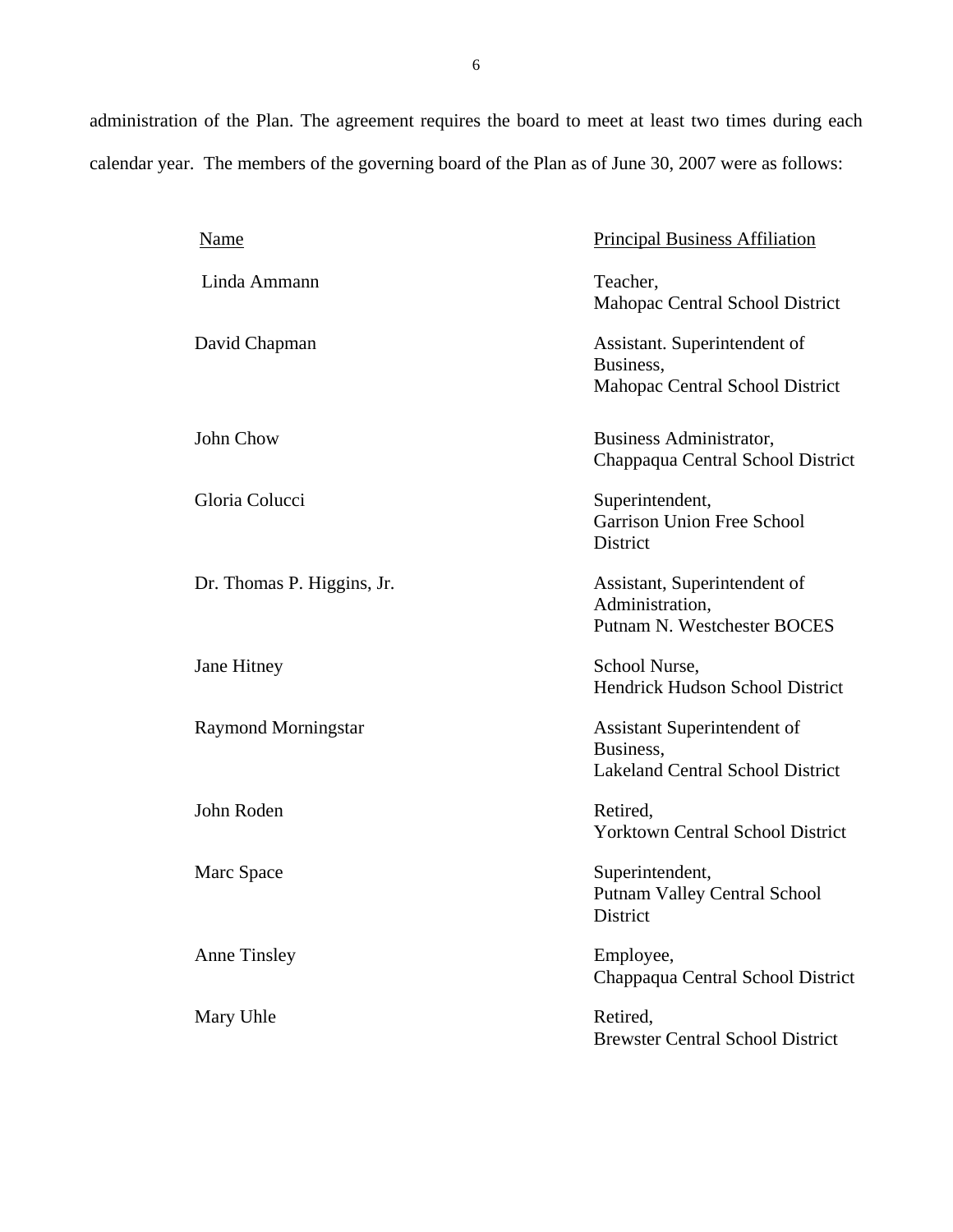administration of the Plan. The agreement requires the board to meet at least two times during each calendar year. The members of the governing board of the Plan as of June 30, 2007 were as follows:

| Name | Principal Business Affiliation |
|---|---|
| Linda Ammann | Teacher, Mahopac Central School District |
| David Chapman | Assistant. Superintendent of Business, Mahopac Central School District |
| John Chow | Business Administrator, Chappaqua Central School District |
| Gloria Colucci | Superintendent, Garrison Union Free School District |
| Dr. Thomas P. Higgins, Jr. | Assistant, Superintendent of Administration, Putnam N. Westchester BOCES |
| Jane Hitney | School Nurse, Hendrick Hudson School District |
| Raymond Morningstar | Assistant Superintendent of Business, Lakeland Central School District |
| John Roden | Retired, Yorktown Central School District |
| Marc Space | Superintendent, Putnam Valley Central School District |
| Anne Tinsley | Employee, Chappaqua Central School District |
| Mary Uhle | Retired, Brewster Central School District |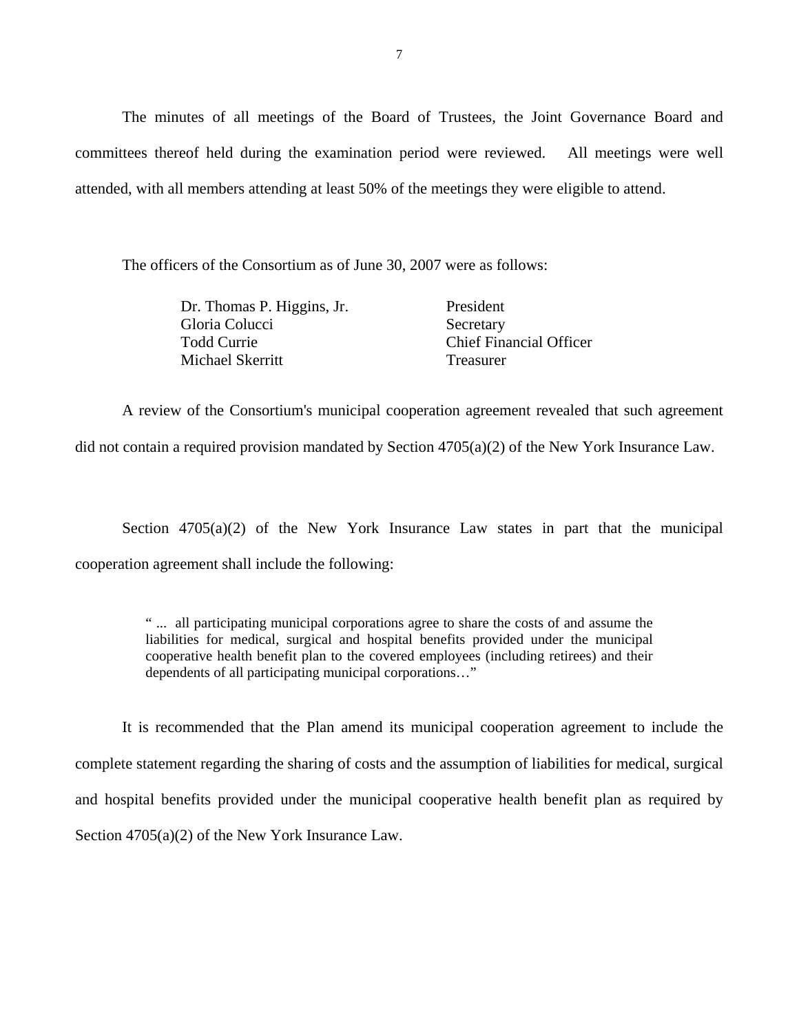The minutes of all meetings of the Board of Trustees, the Joint Governance Board and committees thereof held during the examination period were reviewed. All meetings were well attended, with all members attending at least 50% of the meetings they were eligible to attend.

The officers of the Consortium as of June 30, 2007 were as follows:

| | |
|---|---|
| Dr. Thomas P. Higgins, Jr. | President |
| Gloria Colucci | Secretary |
| Todd Currie | Chief Financial Officer |
| Michael Skerritt | Treasurer |

A review of the Consortium's municipal cooperation agreement revealed that such agreement did not contain a required provision mandated by Section 4705(a)(2) of the New York Insurance Law.

Section 4705(a)(2) of the New York Insurance Law states in part that the municipal cooperation agreement shall include the following:

> " ... all participating municipal corporations agree to share the costs of and assume the liabilities for medical, surgical and hospital benefits provided under the municipal cooperative health benefit plan to the covered employees (including retirees) and their dependents of all participating municipal corporations…"

It is recommended that the Plan amend its municipal cooperation agreement to include the complete statement regarding the sharing of costs and the assumption of liabilities for medical, surgical and hospital benefits provided under the municipal cooperative health benefit plan as required by Section 4705(a)(2) of the New York Insurance Law.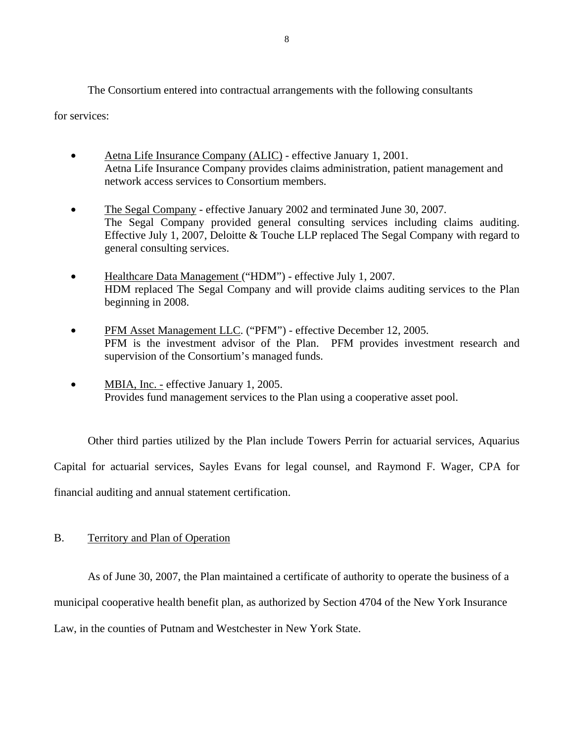The Consortium entered into contractual arrangements with the following consultants for services:

- Aetna Life Insurance Company (ALIC) - effective January 1, 2001.
  Aetna Life Insurance Company provides claims administration, patient management and network access services to Consortium members.

- The Segal Company - effective January 2002 and terminated June 30, 2007.
  The Segal Company provided general consulting services including claims auditing. Effective July 1, 2007, Deloitte & Touche LLP replaced The Segal Company with regard to general consulting services.

- Healthcare Data Management ("HDM") - effective July 1, 2007.
  HDM replaced The Segal Company and will provide claims auditing services to the Plan beginning in 2008.

- PFM Asset Management LLC. ("PFM") - effective December 12, 2005.
  PFM is the investment advisor of the Plan. PFM provides investment research and supervision of the Consortium's managed funds.

- MBIA, Inc. - effective January 1, 2005.
  Provides fund management services to the Plan using a cooperative asset pool.

Other third parties utilized by the Plan include Towers Perrin for actuarial services, Aquarius Capital for actuarial services, Sayles Evans for legal counsel, and Raymond F. Wager, CPA for financial auditing and annual statement certification.

## B. Territory and Plan of Operation

As of June 30, 2007, the Plan maintained a certificate of authority to operate the business of a municipal cooperative health benefit plan, as authorized by Section 4704 of the New York Insurance Law, in the counties of Putnam and Westchester in New York State.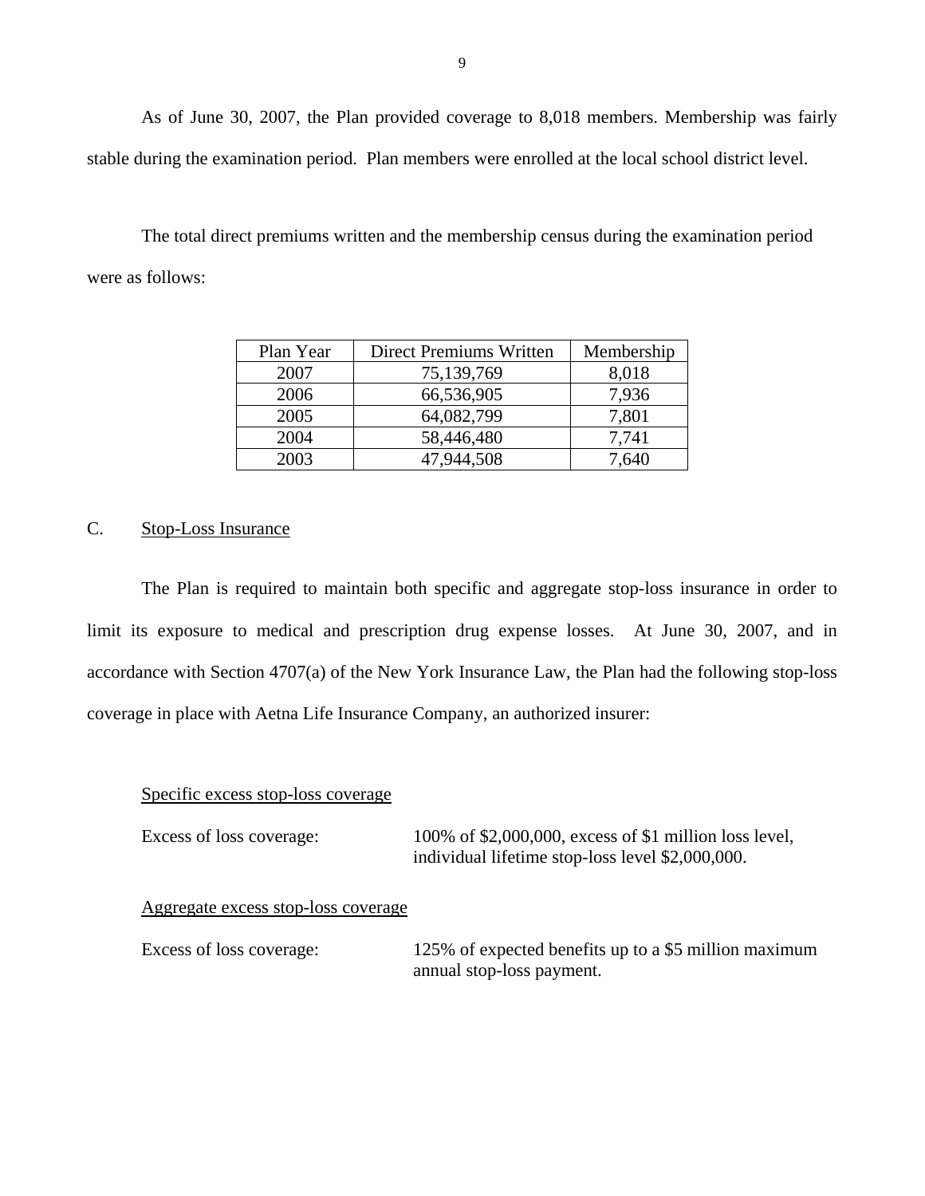As of June 30, 2007, the Plan provided coverage to 8,018 members. Membership was fairly stable during the examination period. Plan members were enrolled at the local school district level.

The total direct premiums written and the membership census during the examination period were as follows:

| Plan Year | Direct Premiums Written | Membership |
|---|---|---|
| 2007 | 75,139,769 | 8,018 |
| 2006 | 66,536,905 | 7,936 |
| 2005 | 64,082,799 | 7,801 |
| 2004 | 58,446,480 | 7,741 |
| 2003 | 47,944,508 | 7,640 |

## C. Stop-Loss Insurance

The Plan is required to maintain both specific and aggregate stop-loss insurance in order to limit its exposure to medical and prescription drug expense losses. At June 30, 2007, and in accordance with Section 4707(a) of the New York Insurance Law, the Plan had the following stop-loss coverage in place with Aetna Life Insurance Company, an authorized insurer:

Specific excess stop-loss coverage

Excess of loss coverage: 100% of $2,000,000, excess of $1 million loss level, individual lifetime stop-loss level $2,000,000.

Aggregate excess stop-loss coverage

Excess of loss coverage: 125% of expected benefits up to a $5 million maximum annual stop-loss payment.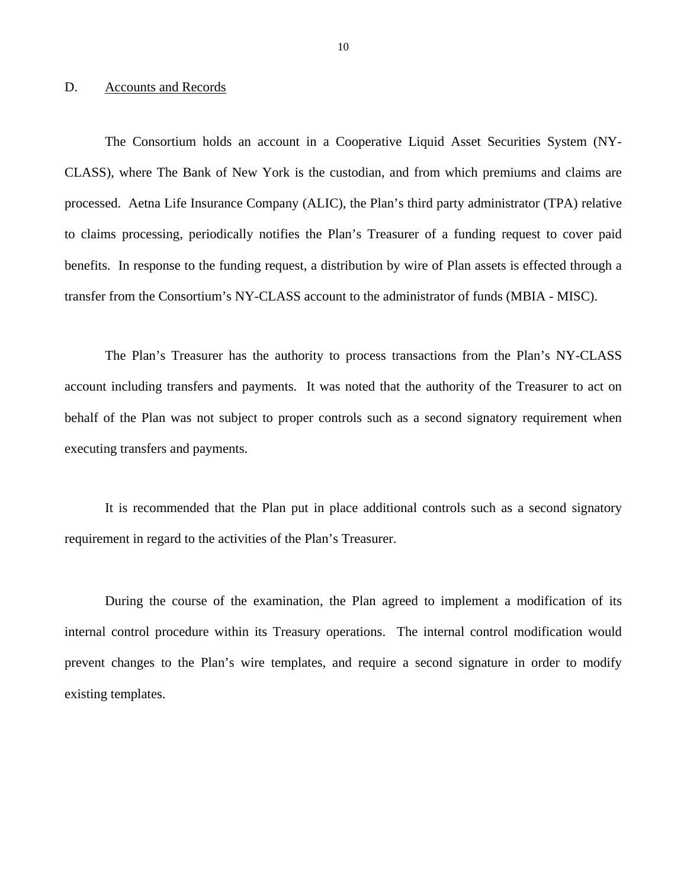## D. Accounts and Records

The Consortium holds an account in a Cooperative Liquid Asset Securities System (NY-CLASS), where The Bank of New York is the custodian, and from which premiums and claims are processed. Aetna Life Insurance Company (ALIC), the Plan's third party administrator (TPA) relative to claims processing, periodically notifies the Plan's Treasurer of a funding request to cover paid benefits. In response to the funding request, a distribution by wire of Plan assets is effected through a transfer from the Consortium's NY-CLASS account to the administrator of funds (MBIA - MISC).

The Plan's Treasurer has the authority to process transactions from the Plan's NY-CLASS account including transfers and payments. It was noted that the authority of the Treasurer to act on behalf of the Plan was not subject to proper controls such as a second signatory requirement when executing transfers and payments.

It is recommended that the Plan put in place additional controls such as a second signatory requirement in regard to the activities of the Plan's Treasurer.

During the course of the examination, the Plan agreed to implement a modification of its internal control procedure within its Treasury operations. The internal control modification would prevent changes to the Plan's wire templates, and require a second signature in order to modify existing templates.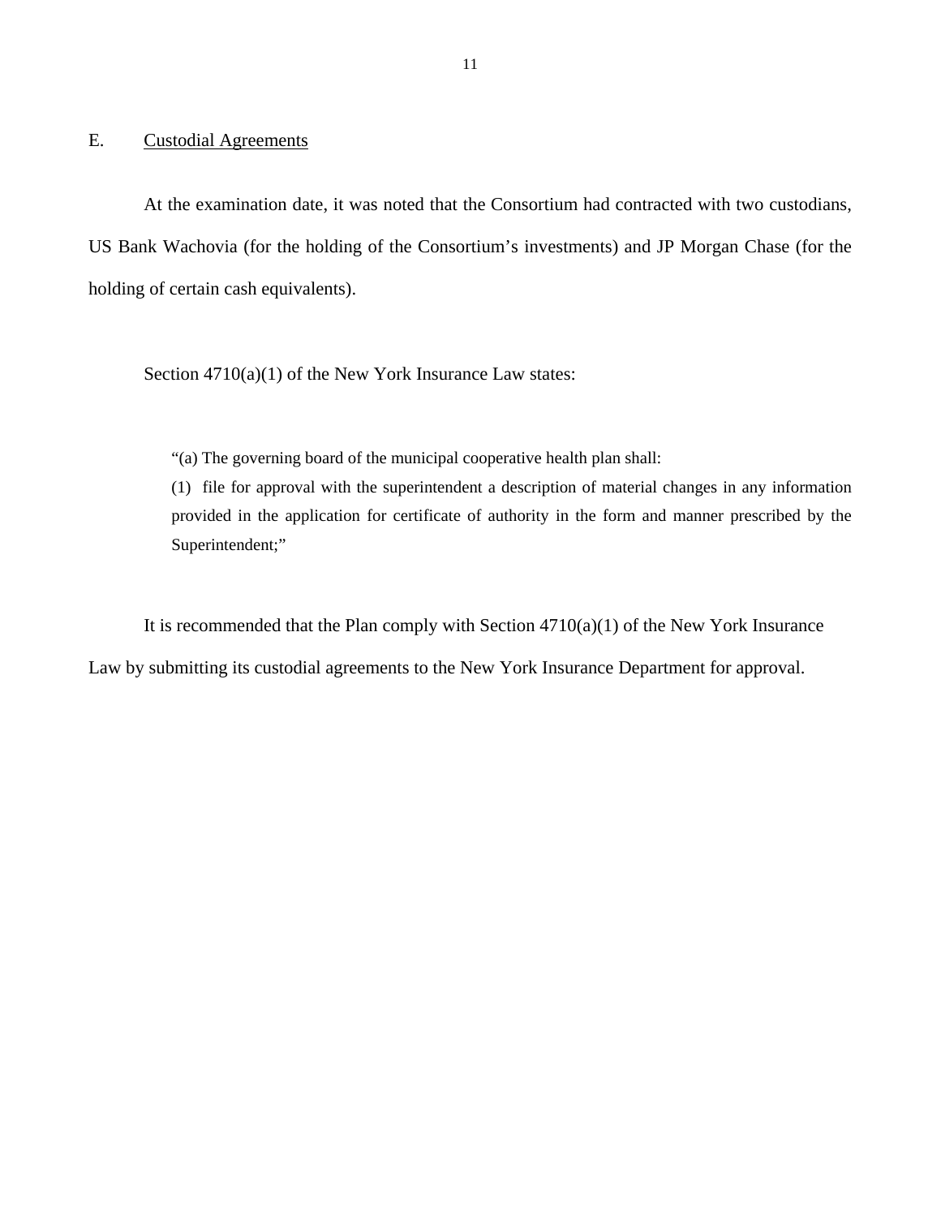## E. Custodial Agreements

At the examination date, it was noted that the Consortium had contracted with two custodians, US Bank Wachovia (for the holding of the Consortium's investments) and JP Morgan Chase (for the holding of certain cash equivalents).

Section 4710(a)(1) of the New York Insurance Law states:

> "(a) The governing board of the municipal cooperative health plan shall:
>
> (1) file for approval with the superintendent a description of material changes in any information provided in the application for certificate of authority in the form and manner prescribed by the Superintendent;"

It is recommended that the Plan comply with Section 4710(a)(1) of the New York Insurance Law by submitting its custodial agreements to the New York Insurance Department for approval.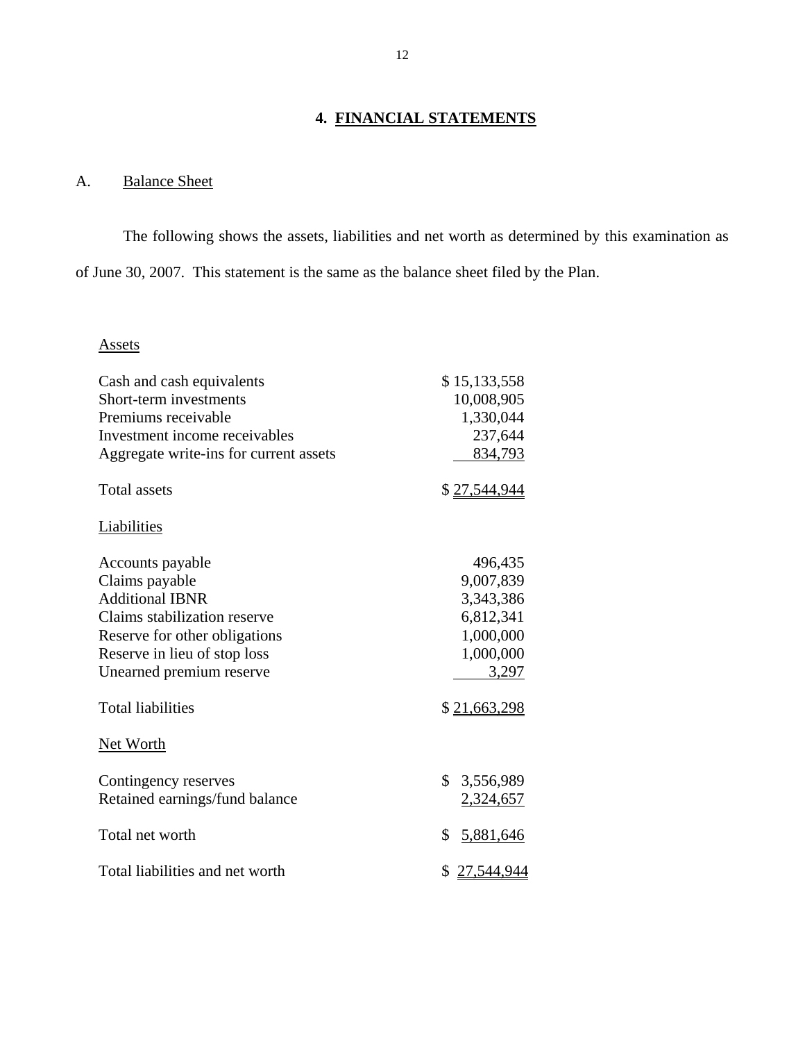## 4. FINANCIAL STATEMENTS

### A. Balance Sheet

The following shows the assets, liabilities and net worth as determined by this examination as of June 30, 2007. This statement is the same as the balance sheet filed by the Plan.

| | |
|---|---|
| **Assets** | |
| Cash and cash equivalents | $ 15,133,558 |
| Short-term investments | 10,008,905 |
| Premiums receivable | 1,330,044 |
| Investment income receivables | 237,644 |
| Aggregate write-ins for current assets | 834,793 |
| Total assets | $ 27,544,944 |
| **Liabilities** | |
| Accounts payable | 496,435 |
| Claims payable | 9,007,839 |
| Additional IBNR | 3,343,386 |
| Claims stabilization reserve | 6,812,341 |
| Reserve for other obligations | 1,000,000 |
| Reserve in lieu of stop loss | 1,000,000 |
| Unearned premium reserve | 3,297 |
| Total liabilities | $ 21,663,298 |
| **Net Worth** | |
| Contingency reserves | $ 3,556,989 |
| Retained earnings/fund balance | 2,324,657 |
| Total net worth | $ 5,881,646 |
| Total liabilities and net worth | $ 27,544,944 |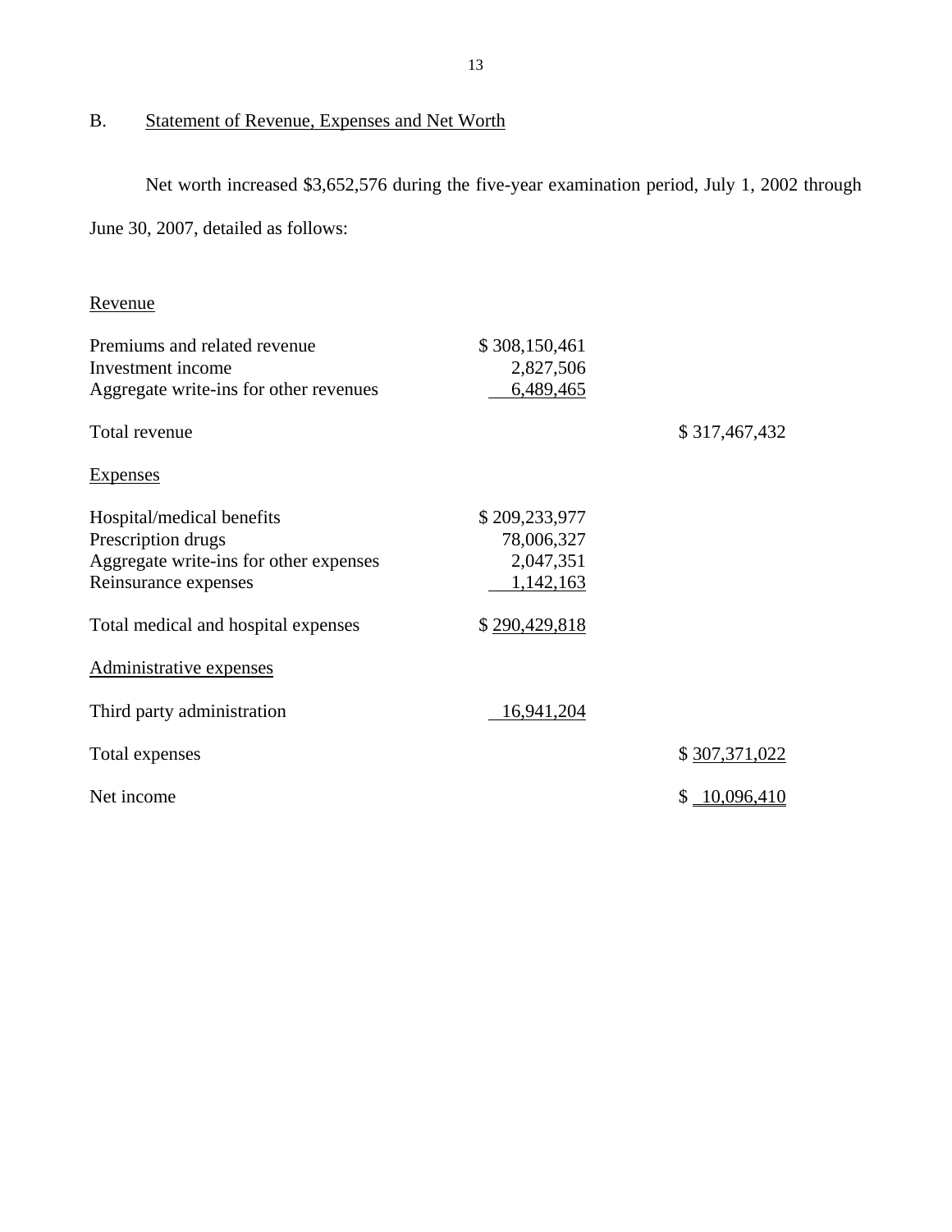## B. Statement of Revenue, Expenses and Net Worth

Net worth increased $3,652,576 during the five-year examination period, July 1, 2002 through June 30, 2007, detailed as follows:

| | | |
|---|---|---|
| Revenue | | |
| Premiums and related revenue | $ 308,150,461 | |
| Investment income | 2,827,506 | |
| Aggregate write-ins for other revenues | 6,489,465 | |
| Total revenue | | $ 317,467,432 |
| Expenses | | |
| Hospital/medical benefits | $ 209,233,977 | |
| Prescription drugs | 78,006,327 | |
| Aggregate write-ins for other expenses | 2,047,351 | |
| Reinsurance expenses | 1,142,163 | |
| Total medical and hospital expenses | $ 290,429,818 | |
| Administrative expenses | | |
| Third party administration | 16,941,204 | |
| Total expenses | | $ 307,371,022 |
| Net income | | $ 10,096,410 |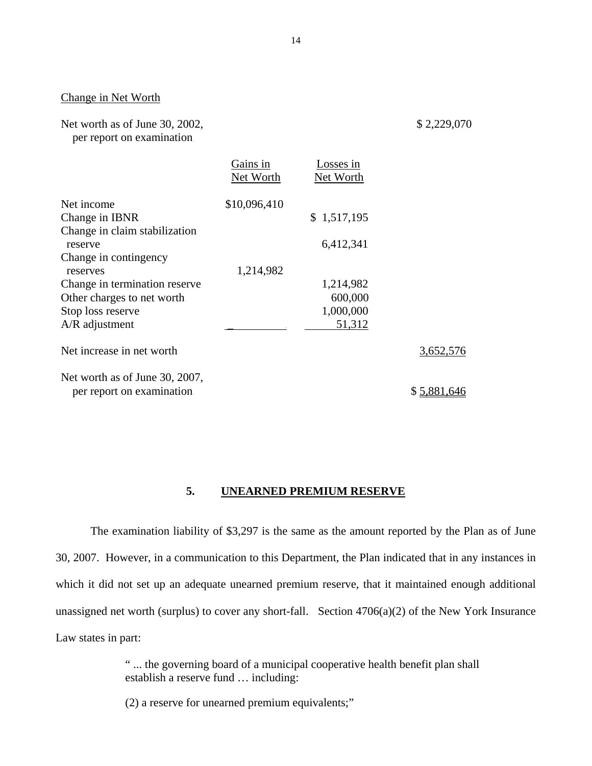Change in Net Worth

| | Gains in Net Worth | Losses in Net Worth | |
|---|---|---|---|
| Net worth as of June 30, 2002, per report on examination | | | $ 2,229,070 |
| Net income | $10,096,410 | | |
| Change in IBNR | | $ 1,517,195 | |
| Change in claim stabilization reserve | | 6,412,341 | |
| Change in contingency reserves | 1,214,982 | | |
| Change in termination reserve | | 1,214,982 | |
| Other charges to net worth | | 600,000 | |
| Stop loss reserve | | 1,000,000 | |
| A/R adjustment | | 51,312 | |
| Net increase in net worth | | | 3,652,576 |
| Net worth as of June 30, 2007, per report on examination | | | $ 5,881,646 |

## 5. UNEARNED PREMIUM RESERVE

The examination liability of $3,297 is the same as the amount reported by the Plan as of June 30, 2007. However, in a communication to this Department, the Plan indicated that in any instances in which it did not set up an adequate unearned premium reserve, that it maintained enough additional unassigned net worth (surplus) to cover any short-fall. Section 4706(a)(2) of the New York Insurance Law states in part:

> " ... the governing board of a municipal cooperative health benefit plan shall establish a reserve fund … including:
>
> (2) a reserve for unearned premium equivalents;"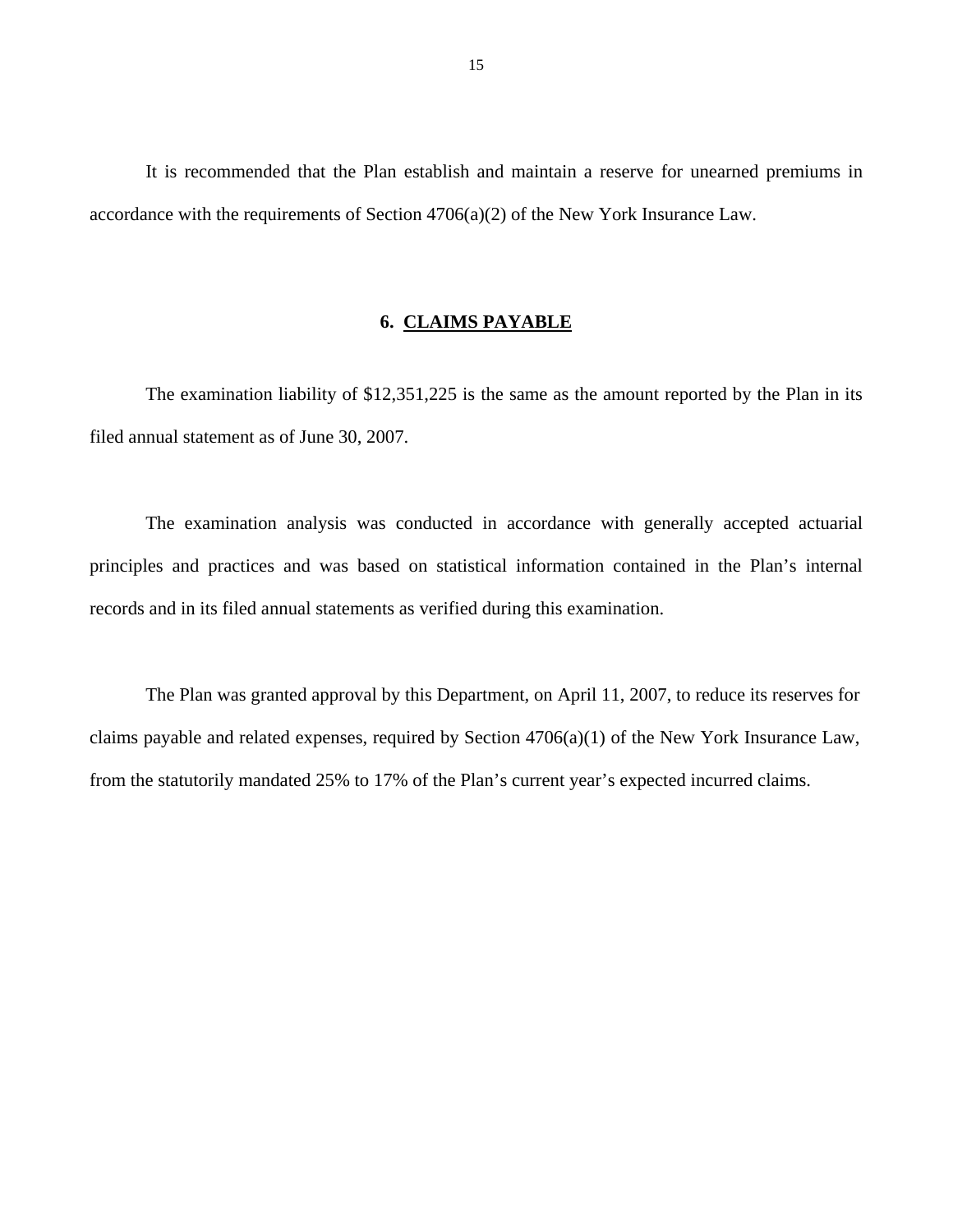It is recommended that the Plan establish and maintain a reserve for unearned premiums in accordance with the requirements of Section 4706(a)(2) of the New York Insurance Law.

## 6. CLAIMS PAYABLE

The examination liability of $12,351,225 is the same as the amount reported by the Plan in its filed annual statement as of June 30, 2007.

The examination analysis was conducted in accordance with generally accepted actuarial principles and practices and was based on statistical information contained in the Plan's internal records and in its filed annual statements as verified during this examination.

The Plan was granted approval by this Department, on April 11, 2007, to reduce its reserves for claims payable and related expenses, required by Section 4706(a)(1) of the New York Insurance Law, from the statutorily mandated 25% to 17% of the Plan's current year's expected incurred claims.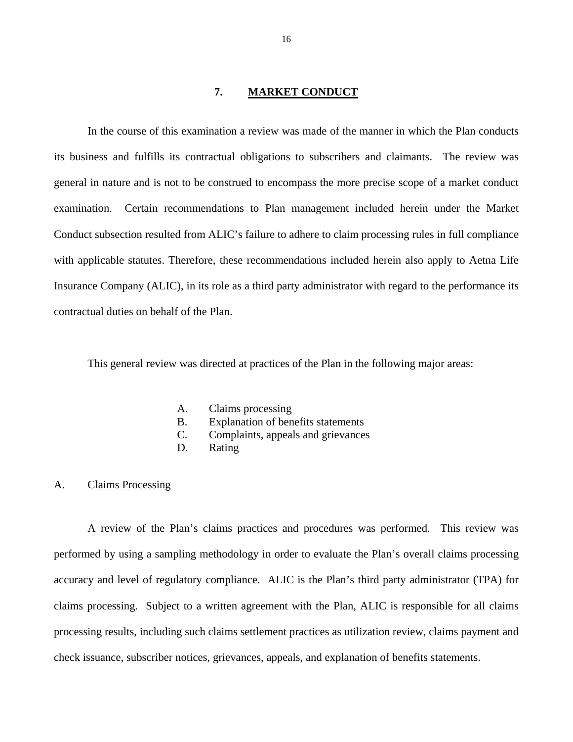## 7. MARKET CONDUCT

In the course of this examination a review was made of the manner in which the Plan conducts its business and fulfills its contractual obligations to subscribers and claimants. The review was general in nature and is not to be construed to encompass the more precise scope of a market conduct examination. Certain recommendations to Plan management included herein under the Market Conduct subsection resulted from ALIC's failure to adhere to claim processing rules in full compliance with applicable statutes. Therefore, these recommendations included herein also apply to Aetna Life Insurance Company (ALIC), in its role as a third party administrator with regard to the performance its contractual duties on behalf of the Plan.

This general review was directed at practices of the Plan in the following major areas:

A. Claims processing
B. Explanation of benefits statements
C. Complaints, appeals and grievances
D. Rating

### A. Claims Processing

A review of the Plan's claims practices and procedures was performed. This review was performed by using a sampling methodology in order to evaluate the Plan's overall claims processing accuracy and level of regulatory compliance. ALIC is the Plan's third party administrator (TPA) for claims processing. Subject to a written agreement with the Plan, ALIC is responsible for all claims processing results, including such claims settlement practices as utilization review, claims payment and check issuance, subscriber notices, grievances, appeals, and explanation of benefits statements.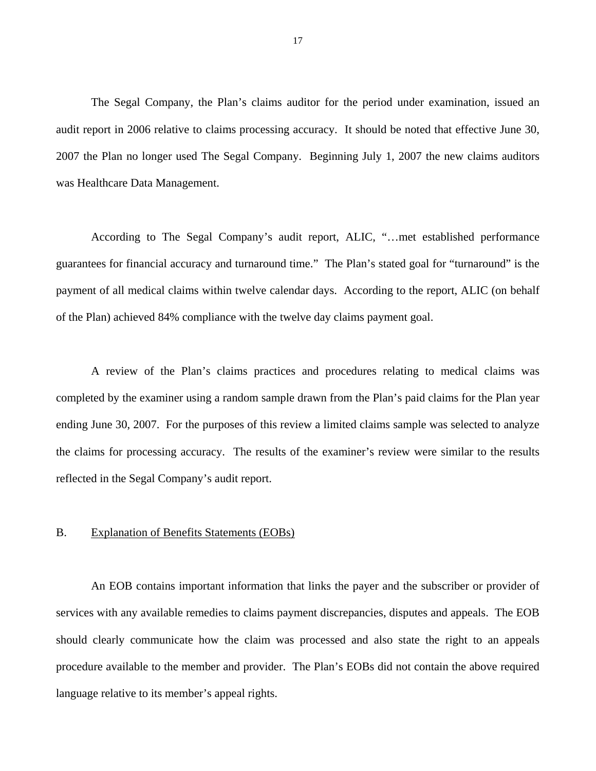The Segal Company, the Plan's claims auditor for the period under examination, issued an audit report in 2006 relative to claims processing accuracy. It should be noted that effective June 30, 2007 the Plan no longer used The Segal Company. Beginning July 1, 2007 the new claims auditors was Healthcare Data Management.

According to The Segal Company's audit report, ALIC, "…met established performance guarantees for financial accuracy and turnaround time." The Plan's stated goal for "turnaround" is the payment of all medical claims within twelve calendar days. According to the report, ALIC (on behalf of the Plan) achieved 84% compliance with the twelve day claims payment goal.

A review of the Plan's claims practices and procedures relating to medical claims was completed by the examiner using a random sample drawn from the Plan's paid claims for the Plan year ending June 30, 2007. For the purposes of this review a limited claims sample was selected to analyze the claims for processing accuracy. The results of the examiner's review were similar to the results reflected in the Segal Company's audit report.

B. Explanation of Benefits Statements (EOBs)

An EOB contains important information that links the payer and the subscriber or provider of services with any available remedies to claims payment discrepancies, disputes and appeals. The EOB should clearly communicate how the claim was processed and also state the right to an appeals procedure available to the member and provider. The Plan's EOBs did not contain the above required language relative to its member's appeal rights.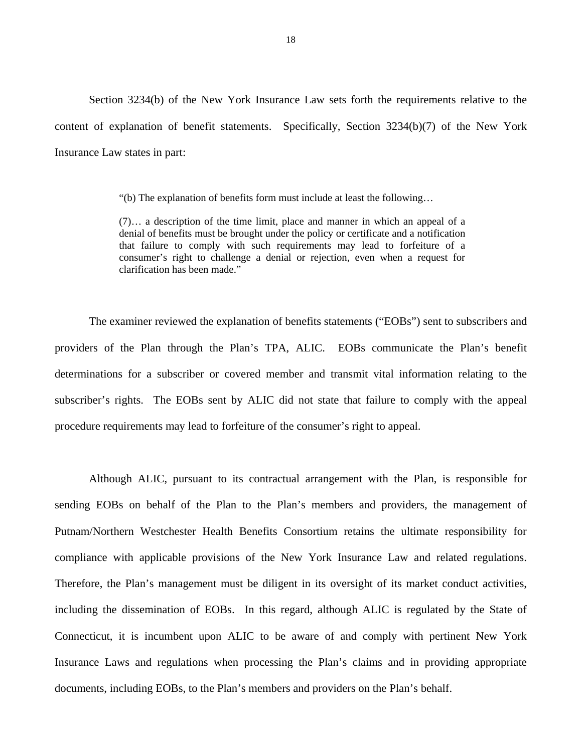Section 3234(b) of the New York Insurance Law sets forth the requirements relative to the content of explanation of benefit statements. Specifically, Section 3234(b)(7) of the New York Insurance Law states in part:

> "(b) The explanation of benefits form must include at least the following…
>
> (7)… a description of the time limit, place and manner in which an appeal of a denial of benefits must be brought under the policy or certificate and a notification that failure to comply with such requirements may lead to forfeiture of a consumer's right to challenge a denial or rejection, even when a request for clarification has been made."

The examiner reviewed the explanation of benefits statements ("EOBs") sent to subscribers and providers of the Plan through the Plan's TPA, ALIC. EOBs communicate the Plan's benefit determinations for a subscriber or covered member and transmit vital information relating to the subscriber's rights. The EOBs sent by ALIC did not state that failure to comply with the appeal procedure requirements may lead to forfeiture of the consumer's right to appeal.

Although ALIC, pursuant to its contractual arrangement with the Plan, is responsible for sending EOBs on behalf of the Plan to the Plan's members and providers, the management of Putnam/Northern Westchester Health Benefits Consortium retains the ultimate responsibility for compliance with applicable provisions of the New York Insurance Law and related regulations. Therefore, the Plan's management must be diligent in its oversight of its market conduct activities, including the dissemination of EOBs. In this regard, although ALIC is regulated by the State of Connecticut, it is incumbent upon ALIC to be aware of and comply with pertinent New York Insurance Laws and regulations when processing the Plan's claims and in providing appropriate documents, including EOBs, to the Plan's members and providers on the Plan's behalf.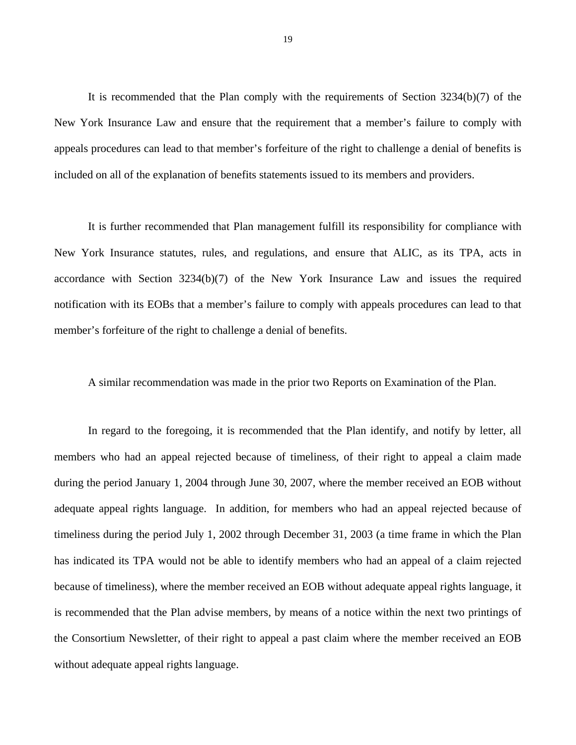It is recommended that the Plan comply with the requirements of Section 3234(b)(7) of the New York Insurance Law and ensure that the requirement that a member's failure to comply with appeals procedures can lead to that member's forfeiture of the right to challenge a denial of benefits is included on all of the explanation of benefits statements issued to its members and providers.

It is further recommended that Plan management fulfill its responsibility for compliance with New York Insurance statutes, rules, and regulations, and ensure that ALIC, as its TPA, acts in accordance with Section 3234(b)(7) of the New York Insurance Law and issues the required notification with its EOBs that a member's failure to comply with appeals procedures can lead to that member's forfeiture of the right to challenge a denial of benefits.

A similar recommendation was made in the prior two Reports on Examination of the Plan.

In regard to the foregoing, it is recommended that the Plan identify, and notify by letter, all members who had an appeal rejected because of timeliness, of their right to appeal a claim made during the period January 1, 2004 through June 30, 2007, where the member received an EOB without adequate appeal rights language. In addition, for members who had an appeal rejected because of timeliness during the period July 1, 2002 through December 31, 2003 (a time frame in which the Plan has indicated its TPA would not be able to identify members who had an appeal of a claim rejected because of timeliness), where the member received an EOB without adequate appeal rights language, it is recommended that the Plan advise members, by means of a notice within the next two printings of the Consortium Newsletter, of their right to appeal a past claim where the member received an EOB without adequate appeal rights language.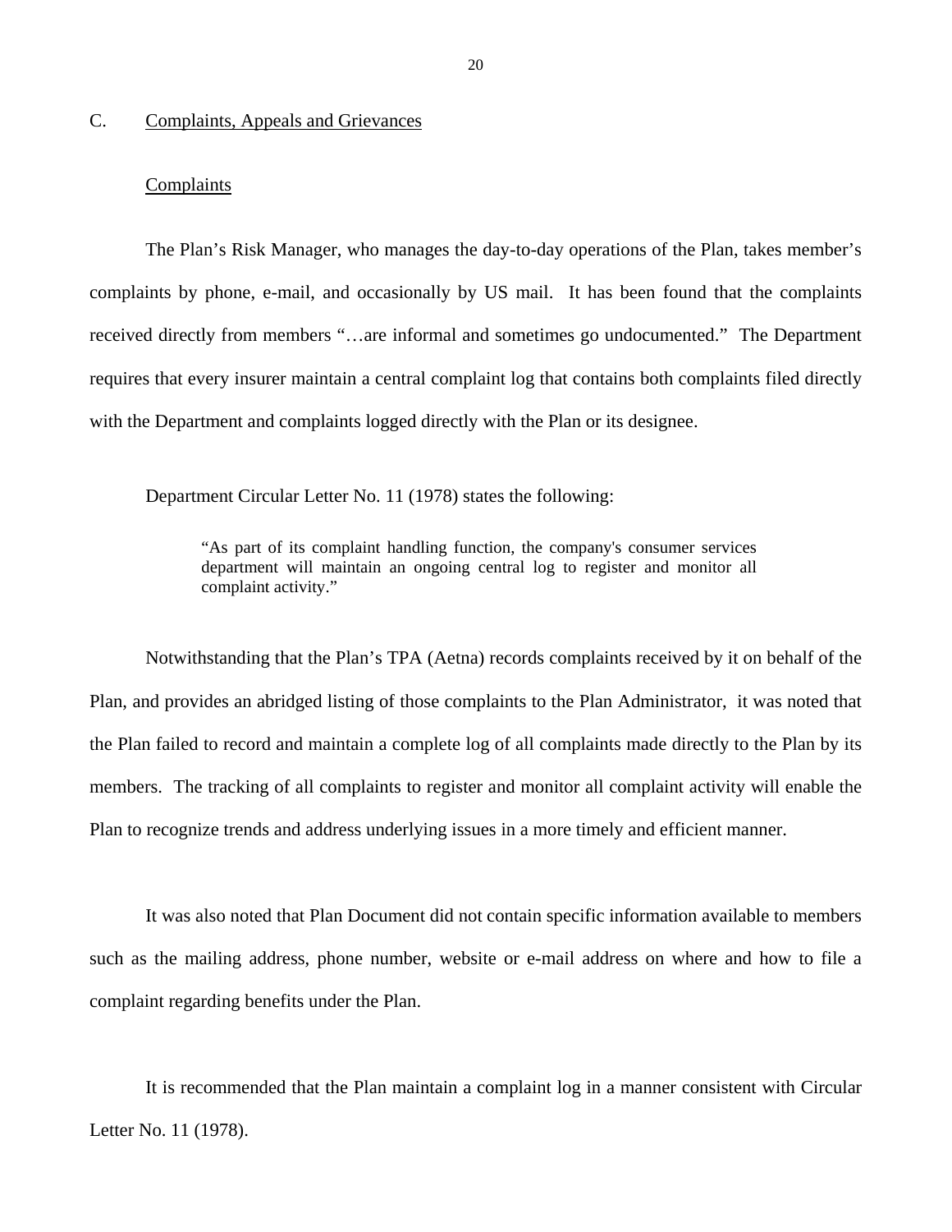## C. Complaints, Appeals and Grievances

### Complaints

The Plan's Risk Manager, who manages the day-to-day operations of the Plan, takes member's complaints by phone, e-mail, and occasionally by US mail. It has been found that the complaints received directly from members "…are informal and sometimes go undocumented." The Department requires that every insurer maintain a central complaint log that contains both complaints filed directly with the Department and complaints logged directly with the Plan or its designee.

Department Circular Letter No. 11 (1978) states the following:

> "As part of its complaint handling function, the company's consumer services department will maintain an ongoing central log to register and monitor all complaint activity."

Notwithstanding that the Plan's TPA (Aetna) records complaints received by it on behalf of the Plan, and provides an abridged listing of those complaints to the Plan Administrator, it was noted that the Plan failed to record and maintain a complete log of all complaints made directly to the Plan by its members. The tracking of all complaints to register and monitor all complaint activity will enable the Plan to recognize trends and address underlying issues in a more timely and efficient manner.

It was also noted that Plan Document did not contain specific information available to members such as the mailing address, phone number, website or e-mail address on where and how to file a complaint regarding benefits under the Plan.

It is recommended that the Plan maintain a complaint log in a manner consistent with Circular Letter No. 11 (1978).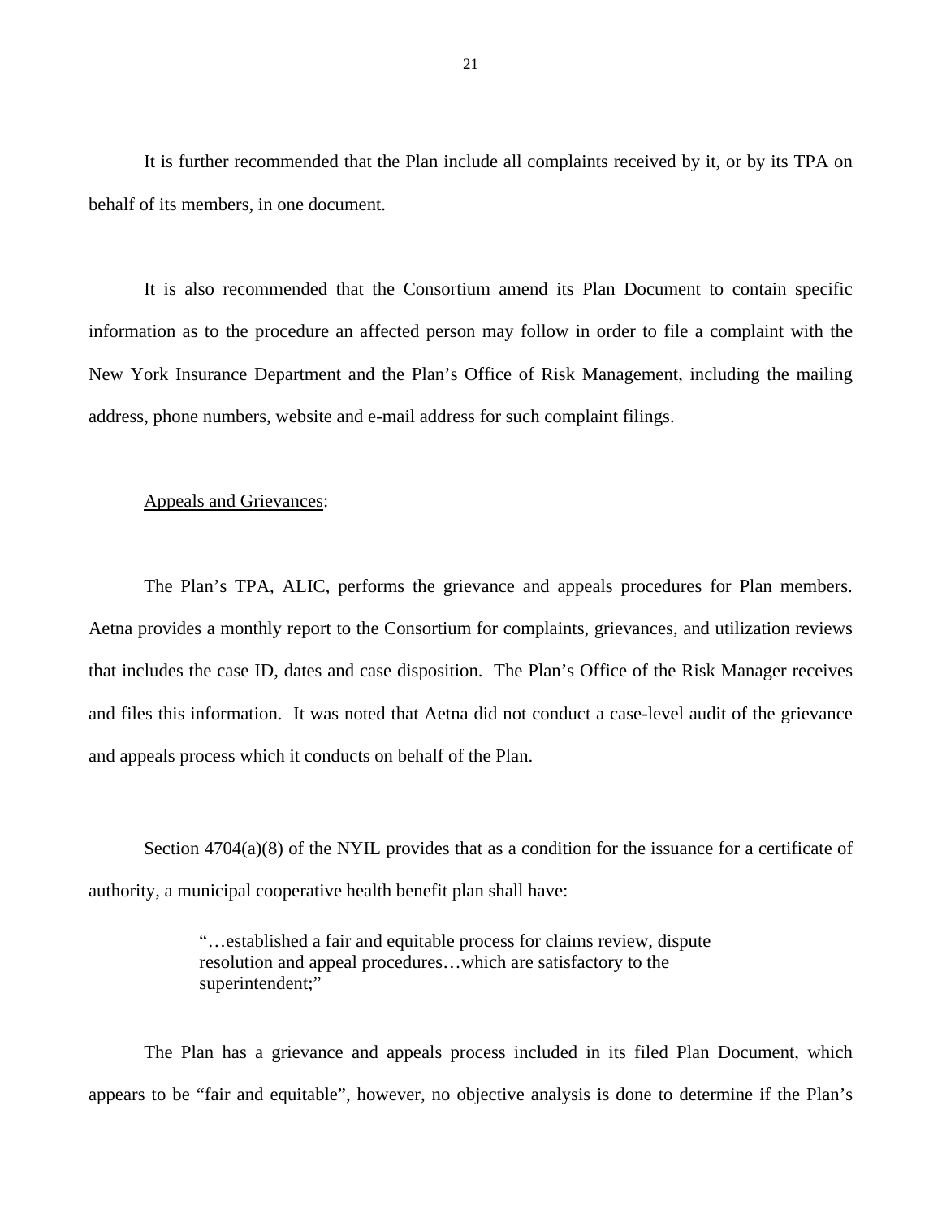It is further recommended that the Plan include all complaints received by it, or by its TPA on behalf of its members, in one document.

It is also recommended that the Consortium amend its Plan Document to contain specific information as to the procedure an affected person may follow in order to file a complaint with the New York Insurance Department and the Plan's Office of Risk Management, including the mailing address, phone numbers, website and e-mail address for such complaint filings.

Appeals and Grievances:

The Plan's TPA, ALIC, performs the grievance and appeals procedures for Plan members. Aetna provides a monthly report to the Consortium for complaints, grievances, and utilization reviews that includes the case ID, dates and case disposition. The Plan's Office of the Risk Manager receives and files this information. It was noted that Aetna did not conduct a case-level audit of the grievance and appeals process which it conducts on behalf of the Plan.

Section 4704(a)(8) of the NYIL provides that as a condition for the issuance for a certificate of authority, a municipal cooperative health benefit plan shall have:

> "…established a fair and equitable process for claims review, dispute resolution and appeal procedures…which are satisfactory to the superintendent;"

The Plan has a grievance and appeals process included in its filed Plan Document, which appears to be "fair and equitable", however, no objective analysis is done to determine if the Plan's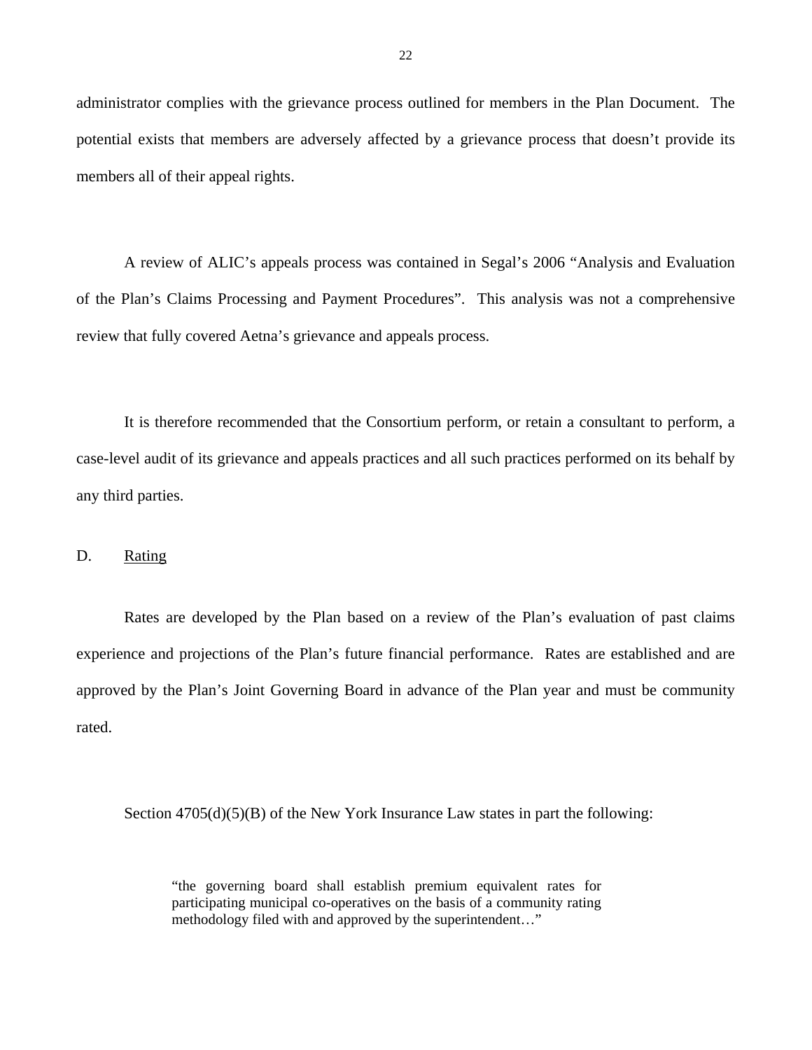administrator complies with the grievance process outlined for members in the Plan Document. The potential exists that members are adversely affected by a grievance process that doesn't provide its members all of their appeal rights.

A review of ALIC's appeals process was contained in Segal's 2006 "Analysis and Evaluation of the Plan's Claims Processing and Payment Procedures". This analysis was not a comprehensive review that fully covered Aetna's grievance and appeals process.

It is therefore recommended that the Consortium perform, or retain a consultant to perform, a case-level audit of its grievance and appeals practices and all such practices performed on its behalf by any third parties.

## D. <u>Rating</u>

Rates are developed by the Plan based on a review of the Plan's evaluation of past claims experience and projections of the Plan's future financial performance. Rates are established and are approved by the Plan's Joint Governing Board in advance of the Plan year and must be community rated.

Section 4705(d)(5)(B) of the New York Insurance Law states in part the following:

> "the governing board shall establish premium equivalent rates for participating municipal co-operatives on the basis of a community rating methodology filed with and approved by the superintendent…"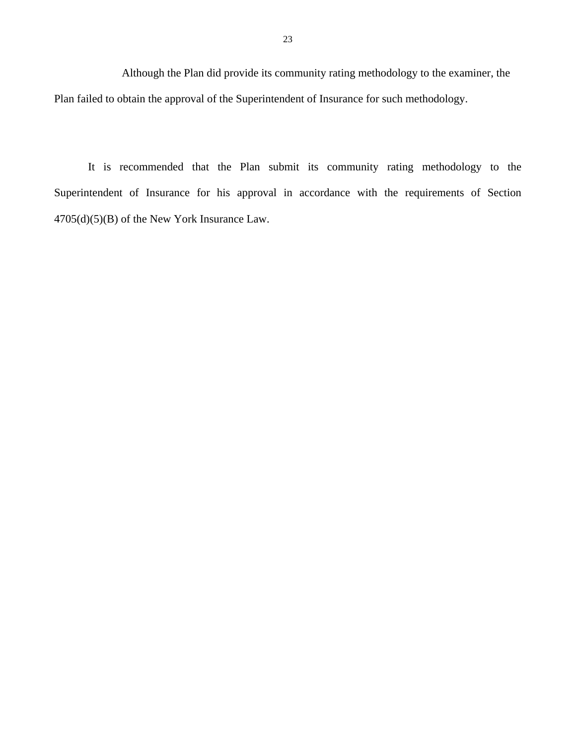Although the Plan did provide its community rating methodology to the examiner, the Plan failed to obtain the approval of the Superintendent of Insurance for such methodology.

It is recommended that the Plan submit its community rating methodology to the Superintendent of Insurance for his approval in accordance with the requirements of Section 4705(d)(5)(B) of the New York Insurance Law.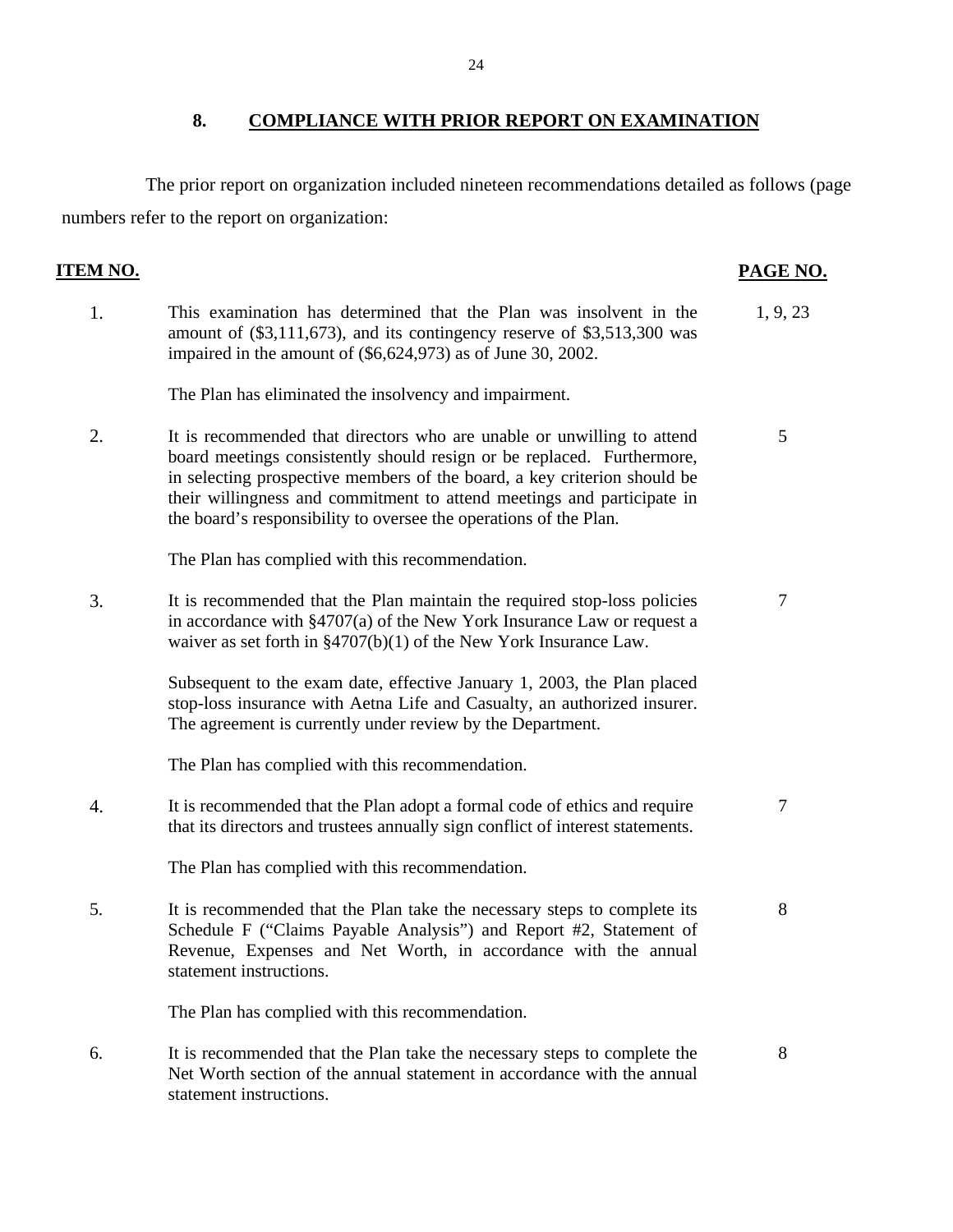## 8. COMPLIANCE WITH PRIOR REPORT ON EXAMINATION

The prior report on organization included nineteen recommendations detailed as follows (page numbers refer to the report on organization:

| ITEM NO. | | PAGE NO. |
|---|---|---|
| 1. | This examination has determined that the Plan was insolvent in the amount of ($3,111,673), and its contingency reserve of $3,513,300 was impaired in the amount of ($6,624,973) as of June 30, 2002.<br><br>The Plan has eliminated the insolvency and impairment. | 1, 9, 23 |
| 2. | It is recommended that directors who are unable or unwilling to attend board meetings consistently should resign or be replaced. Furthermore, in selecting prospective members of the board, a key criterion should be their willingness and commitment to attend meetings and participate in the board's responsibility to oversee the operations of the Plan.<br><br>The Plan has complied with this recommendation. | 5 |
| 3. | It is recommended that the Plan maintain the required stop-loss policies in accordance with §4707(a) of the New York Insurance Law or request a waiver as set forth in §4707(b)(1) of the New York Insurance Law.<br><br>Subsequent to the exam date, effective January 1, 2003, the Plan placed stop-loss insurance with Aetna Life and Casualty, an authorized insurer. The agreement is currently under review by the Department.<br><br>The Plan has complied with this recommendation. | 7 |
| 4. | It is recommended that the Plan adopt a formal code of ethics and require that its directors and trustees annually sign conflict of interest statements.<br><br>The Plan has complied with this recommendation. | 7 |
| 5. | It is recommended that the Plan take the necessary steps to complete its Schedule F ("Claims Payable Analysis") and Report #2, Statement of Revenue, Expenses and Net Worth, in accordance with the annual statement instructions.<br><br>The Plan has complied with this recommendation. | 8 |
| 6. | It is recommended that the Plan take the necessary steps to complete the Net Worth section of the annual statement in accordance with the annual statement instructions. | 8 |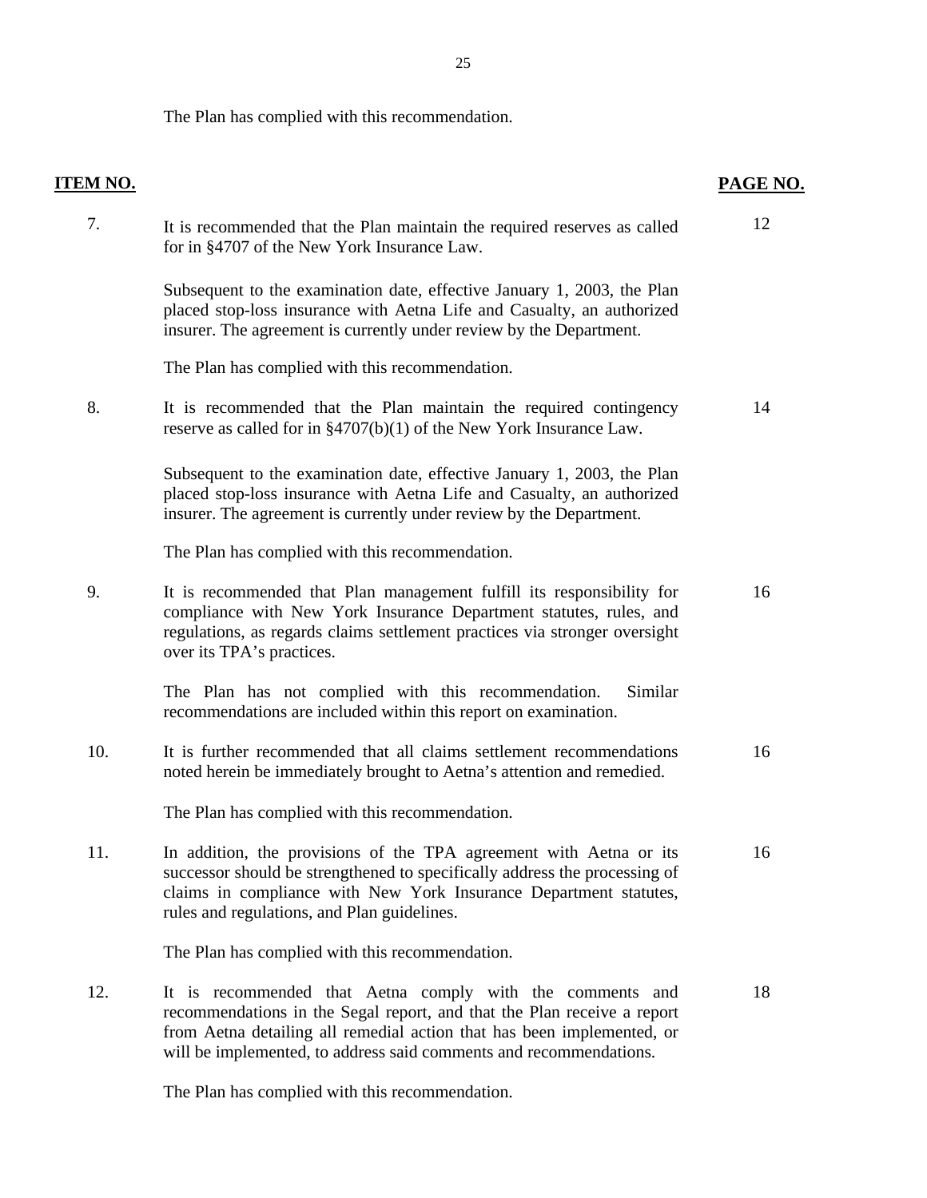The Plan has complied with this recommendation.

| **ITEM NO.** | | **PAGE NO.** |
|---|---|---|
| 7. | It is recommended that the Plan maintain the required reserves as called for in §4707 of the New York Insurance Law.<br><br>Subsequent to the examination date, effective January 1, 2003, the Plan placed stop-loss insurance with Aetna Life and Casualty, an authorized insurer. The agreement is currently under review by the Department.<br><br>The Plan has complied with this recommendation. | 12 |
| 8. | It is recommended that the Plan maintain the required contingency reserve as called for in §4707(b)(1) of the New York Insurance Law.<br><br>Subsequent to the examination date, effective January 1, 2003, the Plan placed stop-loss insurance with Aetna Life and Casualty, an authorized insurer. The agreement is currently under review by the Department.<br><br>The Plan has complied with this recommendation. | 14 |
| 9. | It is recommended that Plan management fulfill its responsibility for compliance with New York Insurance Department statutes, rules, and regulations, as regards claims settlement practices via stronger oversight over its TPA's practices.<br><br>The Plan has not complied with this recommendation. Similar recommendations are included within this report on examination. | 16 |
| 10. | It is further recommended that all claims settlement recommendations noted herein be immediately brought to Aetna's attention and remedied.<br><br>The Plan has complied with this recommendation. | 16 |
| 11. | In addition, the provisions of the TPA agreement with Aetna or its successor should be strengthened to specifically address the processing of claims in compliance with New York Insurance Department statutes, rules and regulations, and Plan guidelines.<br><br>The Plan has complied with this recommendation. | 16 |
| 12. | It is recommended that Aetna comply with the comments and recommendations in the Segal report, and that the Plan receive a report from Aetna detailing all remedial action that has been implemented, or will be implemented, to address said comments and recommendations.<br><br>The Plan has complied with this recommendation. | 18 |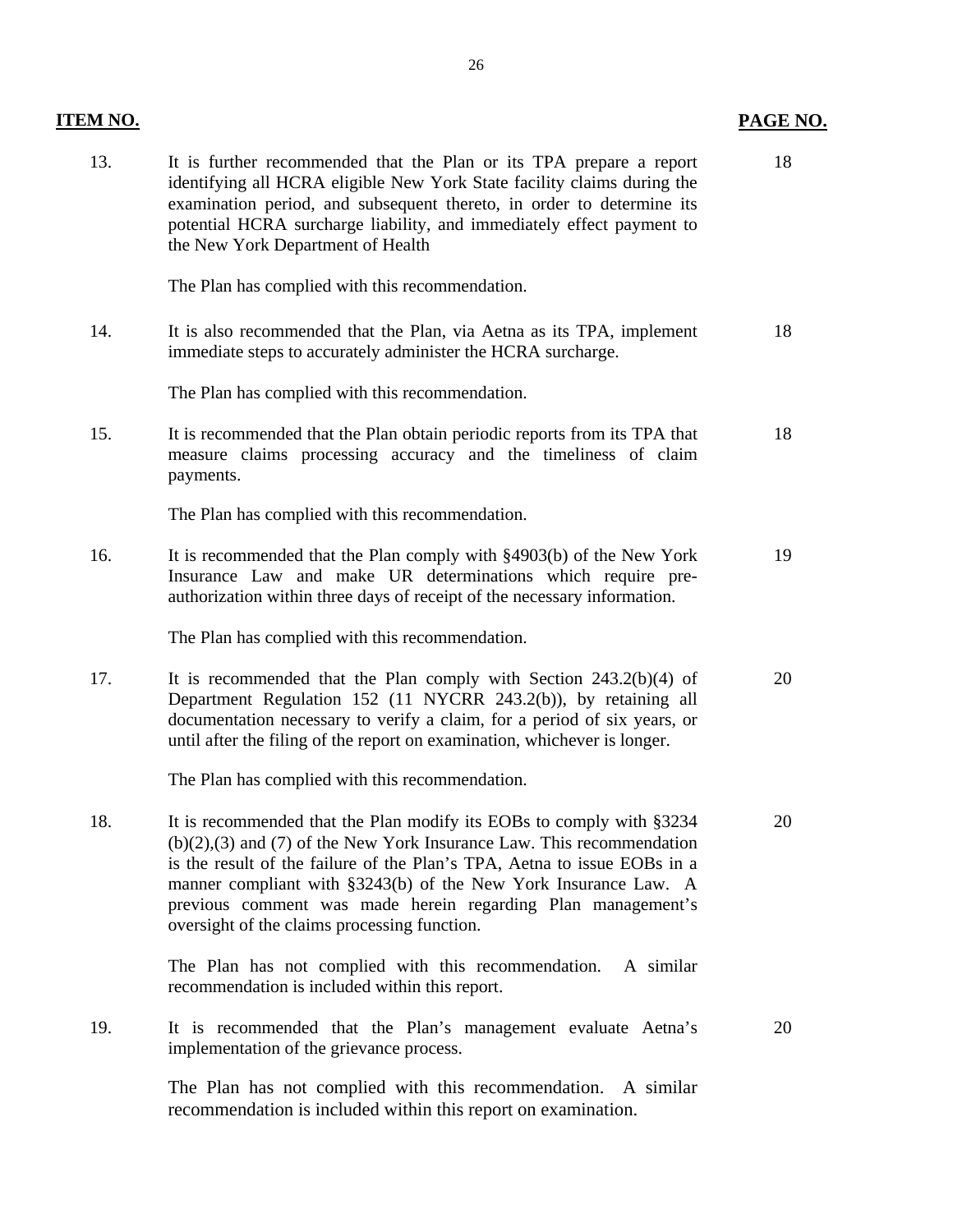| ITEM NO. | | PAGE NO. |
|---|---|---|
| 13. | It is further recommended that the Plan or its TPA prepare a report identifying all HCRA eligible New York State facility claims during the examination period, and subsequent thereto, in order to determine its potential HCRA surcharge liability, and immediately effect payment to the New York Department of Health<br><br>The Plan has complied with this recommendation. | 18 |
| 14. | It is also recommended that the Plan, via Aetna as its TPA, implement immediate steps to accurately administer the HCRA surcharge.<br><br>The Plan has complied with this recommendation. | 18 |
| 15. | It is recommended that the Plan obtain periodic reports from its TPA that measure claims processing accuracy and the timeliness of claim payments.<br><br>The Plan has complied with this recommendation. | 18 |
| 16. | It is recommended that the Plan comply with §4903(b) of the New York Insurance Law and make UR determinations which require pre-authorization within three days of receipt of the necessary information.<br><br>The Plan has complied with this recommendation. | 19 |
| 17. | It is recommended that the Plan comply with Section 243.2(b)(4) of Department Regulation 152 (11 NYCRR 243.2(b)), by retaining all documentation necessary to verify a claim, for a period of six years, or until after the filing of the report on examination, whichever is longer.<br><br>The Plan has complied with this recommendation. | 20 |
| 18. | It is recommended that the Plan modify its EOBs to comply with §3234 (b)(2),(3) and (7) of the New York Insurance Law. This recommendation is the result of the failure of the Plan's TPA, Aetna to issue EOBs in a manner compliant with §3243(b) of the New York Insurance Law. A previous comment was made herein regarding Plan management's oversight of the claims processing function.<br><br>The Plan has not complied with this recommendation. A similar recommendation is included within this report. | 20 |
| 19. | It is recommended that the Plan's management evaluate Aetna's implementation of the grievance process.<br><br>The Plan has not complied with this recommendation. A similar recommendation is included within this report on examination. | 20 |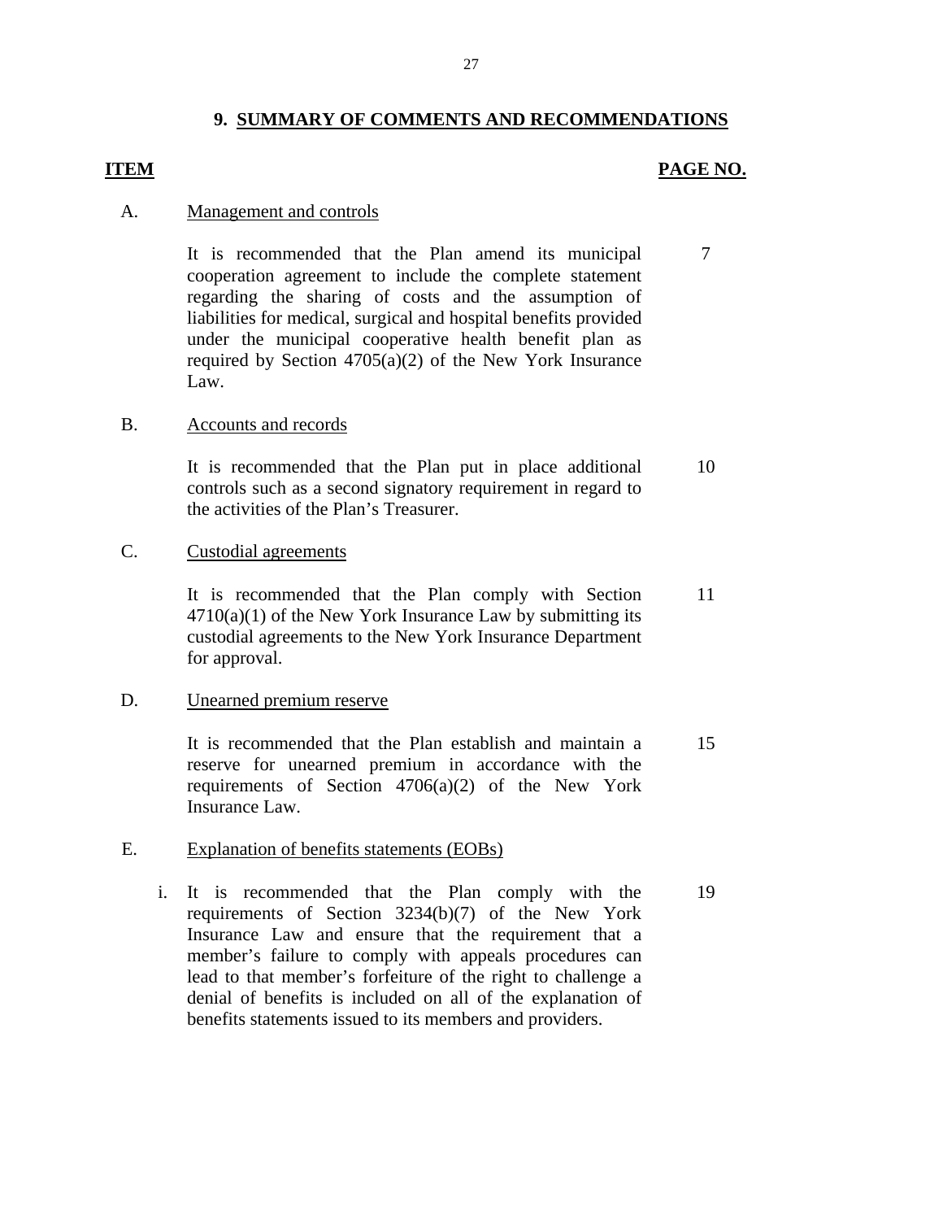## 9. SUMMARY OF COMMENTS AND RECOMMENDATIONS

| ITEM | | PAGE NO. |
|---|---|---|
| A. | Management and controls | |
| | It is recommended that the Plan amend its municipal cooperation agreement to include the complete statement regarding the sharing of costs and the assumption of liabilities for medical, surgical and hospital benefits provided under the municipal cooperative health benefit plan as required by Section 4705(a)(2) of the New York Insurance Law. | 7 |
| B. | Accounts and records | |
| | It is recommended that the Plan put in place additional controls such as a second signatory requirement in regard to the activities of the Plan's Treasurer. | 10 |
| C. | Custodial agreements | |
| | It is recommended that the Plan comply with Section 4710(a)(1) of the New York Insurance Law by submitting its custodial agreements to the New York Insurance Department for approval. | 11 |
| D. | Unearned premium reserve | |
| | It is recommended that the Plan establish and maintain a reserve for unearned premium in accordance with the requirements of Section 4706(a)(2) of the New York Insurance Law. | 15 |
| E. | Explanation of benefits statements (EOBs) | |
| | i. It is recommended that the Plan comply with the requirements of Section 3234(b)(7) of the New York Insurance Law and ensure that the requirement that a member's failure to comply with appeals procedures can lead to that member's forfeiture of the right to challenge a denial of benefits is included on all of the explanation of benefits statements issued to its members and providers. | 19 |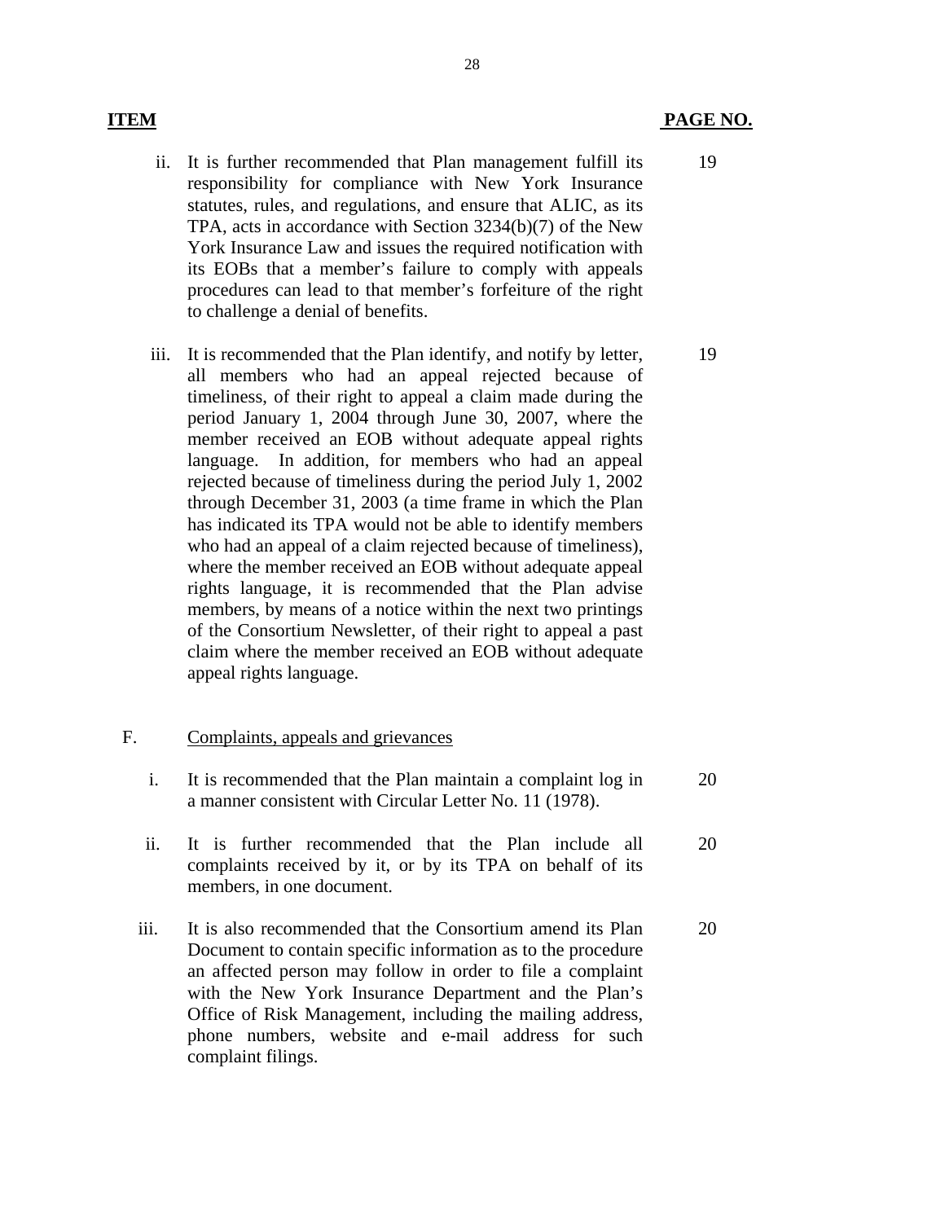| ITEM | | PAGE NO. |
|---|---|---|
| ii. | It is further recommended that Plan management fulfill its responsibility for compliance with New York Insurance statutes, rules, and regulations, and ensure that ALIC, as its TPA, acts in accordance with Section 3234(b)(7) of the New York Insurance Law and issues the required notification with its EOBs that a member's failure to comply with appeals procedures can lead to that member's forfeiture of the right to challenge a denial of benefits. | 19 |
| iii. | It is recommended that the Plan identify, and notify by letter, all members who had an appeal rejected because of timeliness, of their right to appeal a claim made during the period January 1, 2004 through June 30, 2007, where the member received an EOB without adequate appeal rights language. In addition, for members who had an appeal rejected because of timeliness during the period July 1, 2002 through December 31, 2003 (a time frame in which the Plan has indicated its TPA would not be able to identify members who had an appeal of a claim rejected because of timeliness), where the member received an EOB without adequate appeal rights language, it is recommended that the Plan advise members, by means of a notice within the next two printings of the Consortium Newsletter, of their right to appeal a past claim where the member received an EOB without adequate appeal rights language. | 19 |
| F. | Complaints, appeals and grievances | |
| i. | It is recommended that the Plan maintain a complaint log in a manner consistent with Circular Letter No. 11 (1978). | 20 |
| ii. | It is further recommended that the Plan include all complaints received by it, or by its TPA on behalf of its members, in one document. | 20 |
| iii. | It is also recommended that the Consortium amend its Plan Document to contain specific information as to the procedure an affected person may follow in order to file a complaint with the New York Insurance Department and the Plan's Office of Risk Management, including the mailing address, phone numbers, website and e-mail address for such complaint filings. | 20 |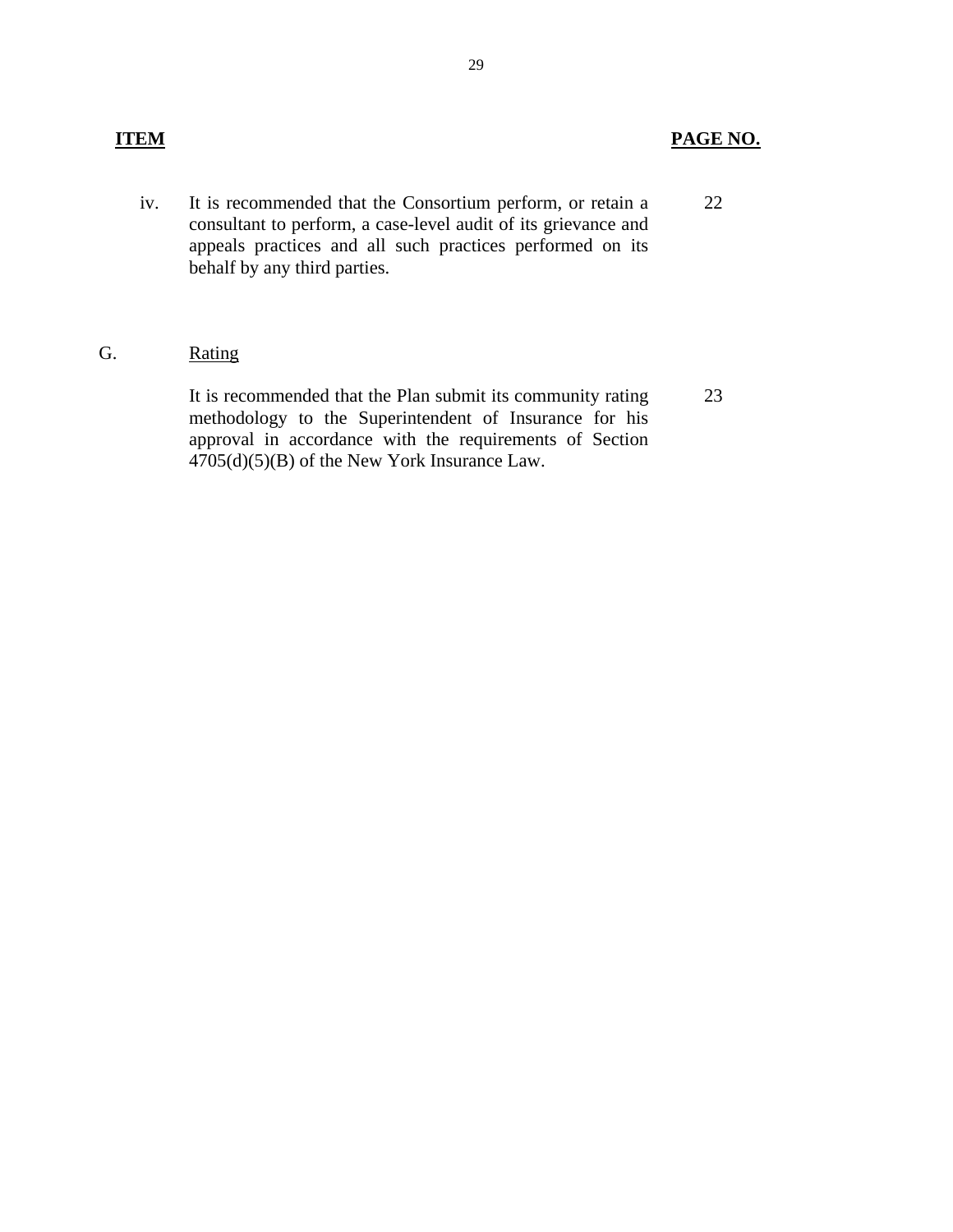| ITEM | | PAGE NO. |
|---|---|---|
| iv. | It is recommended that the Consortium perform, or retain a consultant to perform, a case-level audit of its grievance and appeals practices and all such practices performed on its behalf by any third parties. | 22 |
| G. | Rating | |
| | It is recommended that the Plan submit its community rating methodology to the Superintendent of Insurance for his approval in accordance with the requirements of Section 4705(d)(5)(B) of the New York Insurance Law. | 23 |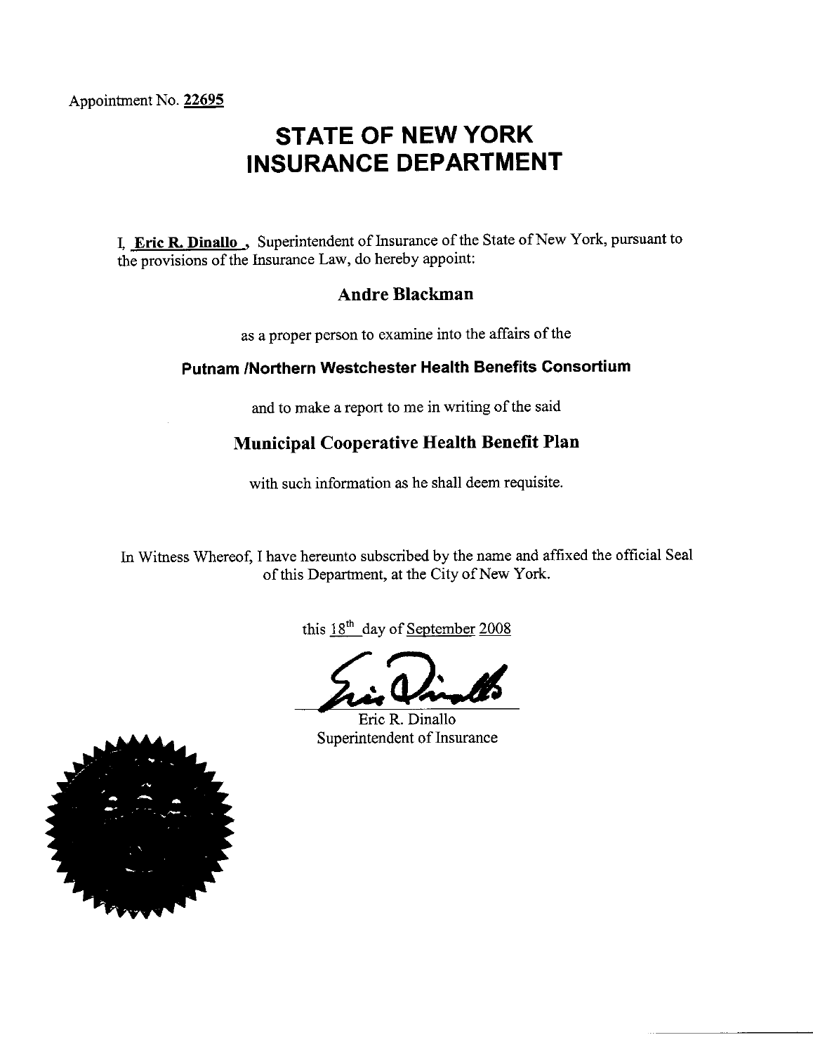Appointment No. **22695**

# STATE OF NEW YORK
# INSURANCE DEPARTMENT

I, **Eric R. Dinallo** , Superintendent of Insurance of the State of New York, pursuant to the provisions of the Insurance Law, do hereby appoint:

**Andre Blackman**

as a proper person to examine into the affairs of the

**Putnam /Northern Westchester Health Benefits Consortium**

and to make a report to me in writing of the said

**Municipal Cooperative Health Benefit Plan**

with such information as he shall deem requisite.

In Witness Whereof, I have hereunto subscribed by the name and affixed the official Seal of this Department, at the City of New York.

this 18th day of September 2008

Eric R. Dinallo
Superintendent of Insurance